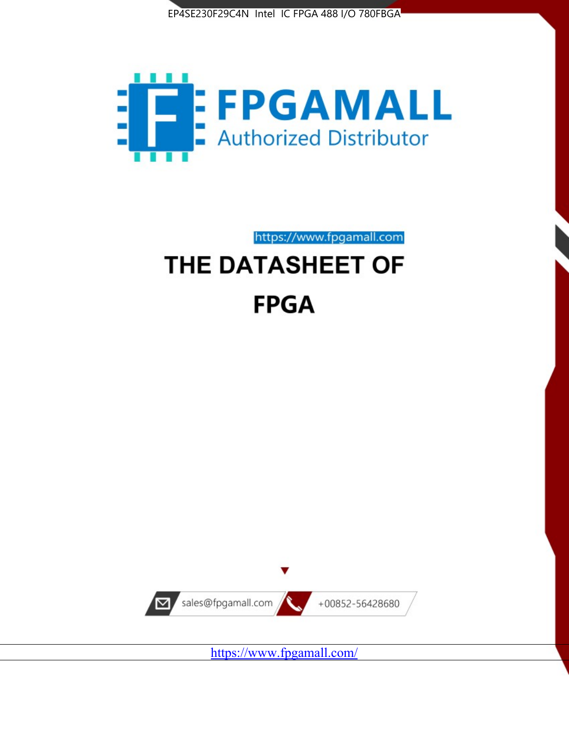EP4SE230F29C4N Intel IC FPGA 488 I/O 780FBGA

FPGAMALL

Authorized Distributor

https://www.fpgamall.com

# THE DATASHEET OF

# FPGA

sales@fpgamall.com

+00852-56428680

https://www.fpgamall.com/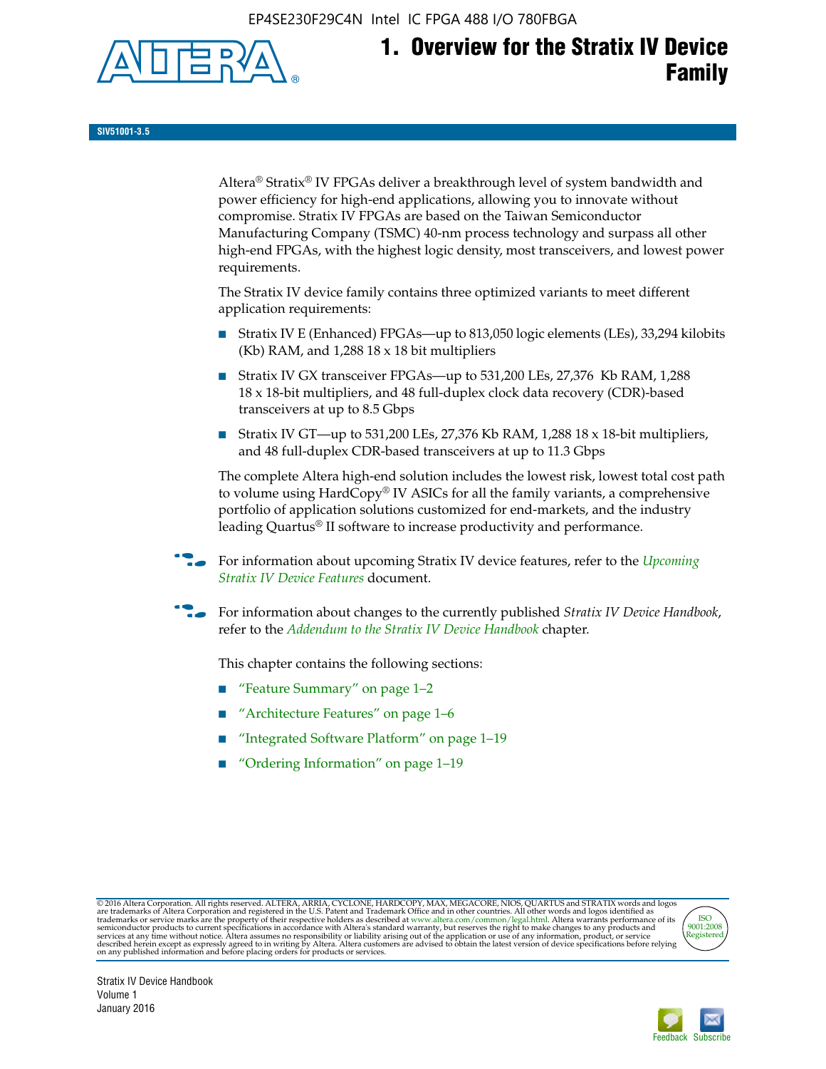# 1. Overview for the Stratix IV Device Family

**SIV51001-3.5**

Altera® Stratix® IV FPGAs deliver a breakthrough level of system bandwidth and power efficiency for high-end applications, allowing you to innovate without compromise. Stratix IV FPGAs are based on the Taiwan Semiconductor Manufacturing Company (TSMC) 40-nm process technology and surpass all other high-end FPGAs, with the highest logic density, most transceivers, and lowest power requirements.

The Stratix IV device family contains three optimized variants to meet different application requirements:

- Stratix IV E (Enhanced) FPGAs—up to 813,050 logic elements (LEs), 33,294 kilobits (Kb) RAM, and 1,288 18 x 18 bit multipliers
- Stratix IV GX transceiver FPGAs—up to 531,200 LEs, 27,376 Kb RAM, 1,288 18 x 18-bit multipliers, and 48 full-duplex clock data recovery (CDR)-based transceivers at up to 8.5 Gbps
- Stratix IV GT—up to 531,200 LEs, 27,376 Kb RAM, 1,288 18 x 18-bit multipliers, and 48 full-duplex CDR-based transceivers at up to 11.3 Gbps

The complete Altera high-end solution includes the lowest risk, lowest total cost path to volume using HardCopy® IV ASICs for all the family variants, a comprehensive portfolio of application solutions customized for end-markets, and the industry leading Quartus® II software to increase productivity and performance.

For information about upcoming Stratix IV device features, refer to the *Upcoming Stratix IV Device Features* document.

For information about changes to the currently published *Stratix IV Device Handbook*, refer to the *Addendum to the Stratix IV Device Handbook* chapter.

This chapter contains the following sections:

- "Feature Summary" on page 1–2
- "Architecture Features" on page 1–6
- "Integrated Software Platform" on page 1–19
- "Ordering Information" on page 1–19

© 2016 Altera Corporation. All rights reserved. ALTERA, ARRIA, CYCLONE, HARDCOPY, MAX, MEGACORE, NIOS, QUARTUS and STRATIX words and logos are trademarks of Altera Corporation and registered in the U.S. Patent and Trademark Office and in other countries. All other words and logos identified as trademarks or service marks are the property of their respective holders as described at www.altera.com/common/legal.html. Altera warrants performance of its semiconductor products to current specifications in accordance with Altera's standard warranty, but reserves the right to make changes to any products and services at any time without notice. Altera assumes no responsibility or liability arising out of the application or use of any information, product, or service described herein except as expressly agreed to in writing by Altera. Altera customers are advised to obtain the latest version of device specifications before relying on any published information and before placing orders for products or services.

Stratix IV Device Handbook
Volume 1
January 2016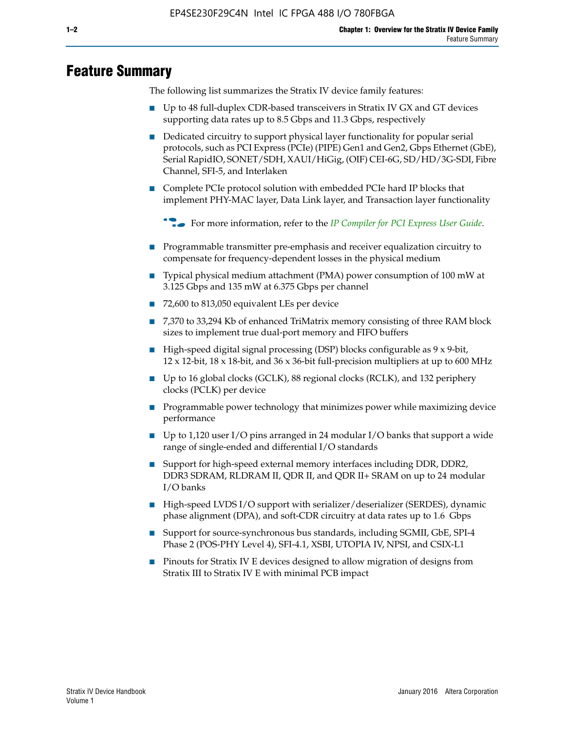# Feature Summary

The following list summarizes the Stratix IV device family features:

- Up to 48 full-duplex CDR-based transceivers in Stratix IV GX and GT devices supporting data rates up to 8.5 Gbps and 11.3 Gbps, respectively
- Dedicated circuitry to support physical layer functionality for popular serial protocols, such as PCI Express (PCIe) (PIPE) Gen1 and Gen2, Gbps Ethernet (GbE), Serial RapidIO, SONET/SDH, XAUI/HiGig, (OIF) CEI-6G, SD/HD/3G-SDI, Fibre Channel, SFI-5, and Interlaken
- Complete PCIe protocol solution with embedded PCIe hard IP blocks that implement PHY-MAC layer, Data Link layer, and Transaction layer functionality

  For more information, refer to the *IP Compiler for PCI Express User Guide*.

- Programmable transmitter pre-emphasis and receiver equalization circuitry to compensate for frequency-dependent losses in the physical medium
- Typical physical medium attachment (PMA) power consumption of 100 mW at 3.125 Gbps and 135 mW at 6.375 Gbps per channel
- 72,600 to 813,050 equivalent LEs per device
- 7,370 to 33,294 Kb of enhanced TriMatrix memory consisting of three RAM block sizes to implement true dual-port memory and FIFO buffers
- High-speed digital signal processing (DSP) blocks configurable as 9 x 9-bit, 12 x 12-bit, 18 x 18-bit, and 36 x 36-bit full-precision multipliers at up to 600 MHz
- Up to 16 global clocks (GCLK), 88 regional clocks (RCLK), and 132 periphery clocks (PCLK) per device
- Programmable power technology that minimizes power while maximizing device performance
- Up to 1,120 user I/O pins arranged in 24 modular I/O banks that support a wide range of single-ended and differential I/O standards
- Support for high-speed external memory interfaces including DDR, DDR2, DDR3 SDRAM, RLDRAM II, QDR II, and QDR II+ SRAM on up to 24 modular I/O banks
- High-speed LVDS I/O support with serializer/deserializer (SERDES), dynamic phase alignment (DPA), and soft-CDR circuitry at data rates up to 1.6 Gbps
- Support for source-synchronous bus standards, including SGMII, GbE, SPI-4 Phase 2 (POS-PHY Level 4), SFI-4.1, XSBI, UTOPIA IV, NPSI, and CSIX-L1
- Pinouts for Stratix IV E devices designed to allow migration of designs from Stratix III to Stratix IV E with minimal PCB impact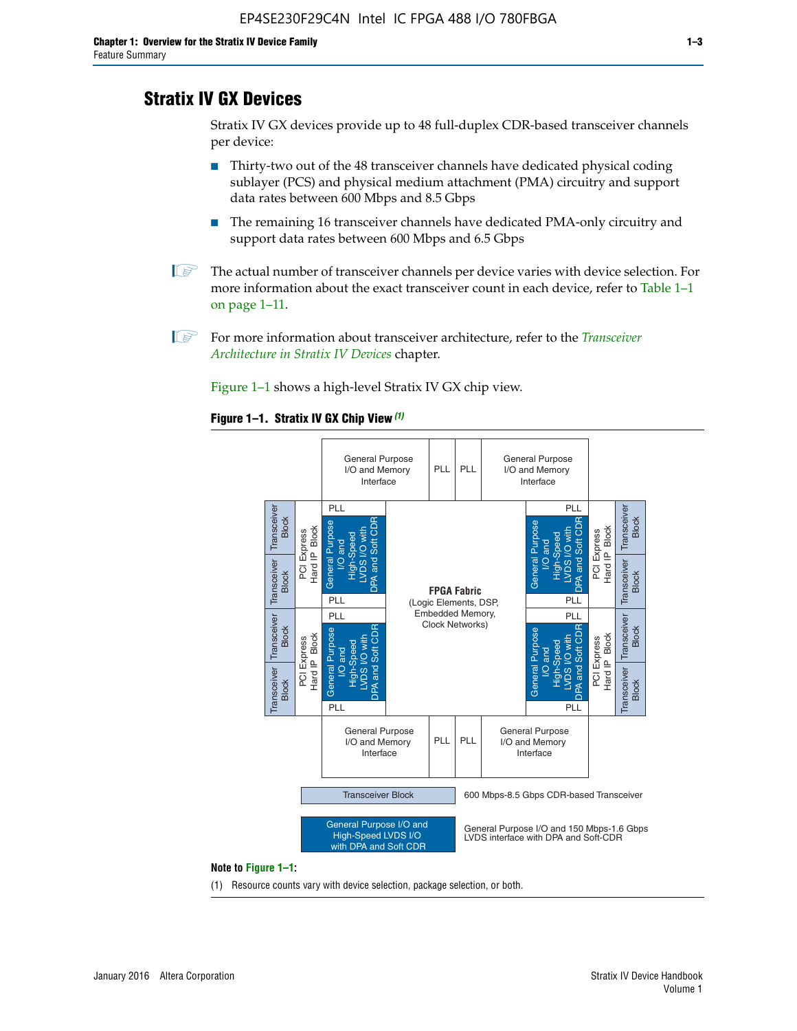# Stratix IV GX Devices

Stratix IV GX devices provide up to 48 full-duplex CDR-based transceiver channels per device:

- Thirty-two out of the 48 transceiver channels have dedicated physical coding sublayer (PCS) and physical medium attachment (PMA) circuitry and support data rates between 600 Mbps and 8.5 Gbps
- The remaining 16 transceiver channels have dedicated PMA-only circuitry and support data rates between 600 Mbps and 6.5 Gbps

The actual number of transceiver channels per device varies with device selection. For more information about the exact transceiver count in each device, refer to Table 1–1 on page 1–11.

For more information about transceiver architecture, refer to the *Transceiver Architecture in Stratix IV Devices* chapter.

Figure 1–1 shows a high-level Stratix IV GX chip view.

**Figure 1–1. Stratix IV GX Chip View** *(1)*

General Purpose I/O and Memory Interface | PLL | PLL | General Purpose I/O and Memory Interface

Transceiver Block | Transceiver Block | PCI Express Hard IP Block | PLL | General Purpose I/O and High-Speed LVDS I/O with DPA and Soft CDR | PLL

Transceiver Block | Transceiver Block | PCI Express Hard IP Block | PLL | General Purpose I/O and High-Speed LVDS I/O with DPA and Soft CDR | PLL

**FPGA Fabric** (Logic Elements, DSP, Embedded Memory, Clock Networks)

PLL | General Purpose I/O and High-Speed LVDS I/O with DPA and Soft CDR | PLL | PCI Express Hard IP Block | Transceiver Block | Transceiver Block

PLL | General Purpose I/O and High-Speed LVDS I/O with DPA and Soft CDR | PLL | PCI Express Hard IP Block | Transceiver Block | Transceiver Block

General Purpose I/O and Memory Interface | PLL | PLL | General Purpose I/O and Memory Interface

Transceiver Block — 600 Mbps-8.5 Gbps CDR-based Transceiver

General Purpose I/O and High-Speed LVDS I/O with DPA and Soft CDR — General Purpose I/O and 150 Mbps-1.6 Gbps LVDS interface with DPA and Soft-CDR

**Note to Figure 1–1:**

(1) Resource counts vary with device selection, package selection, or both.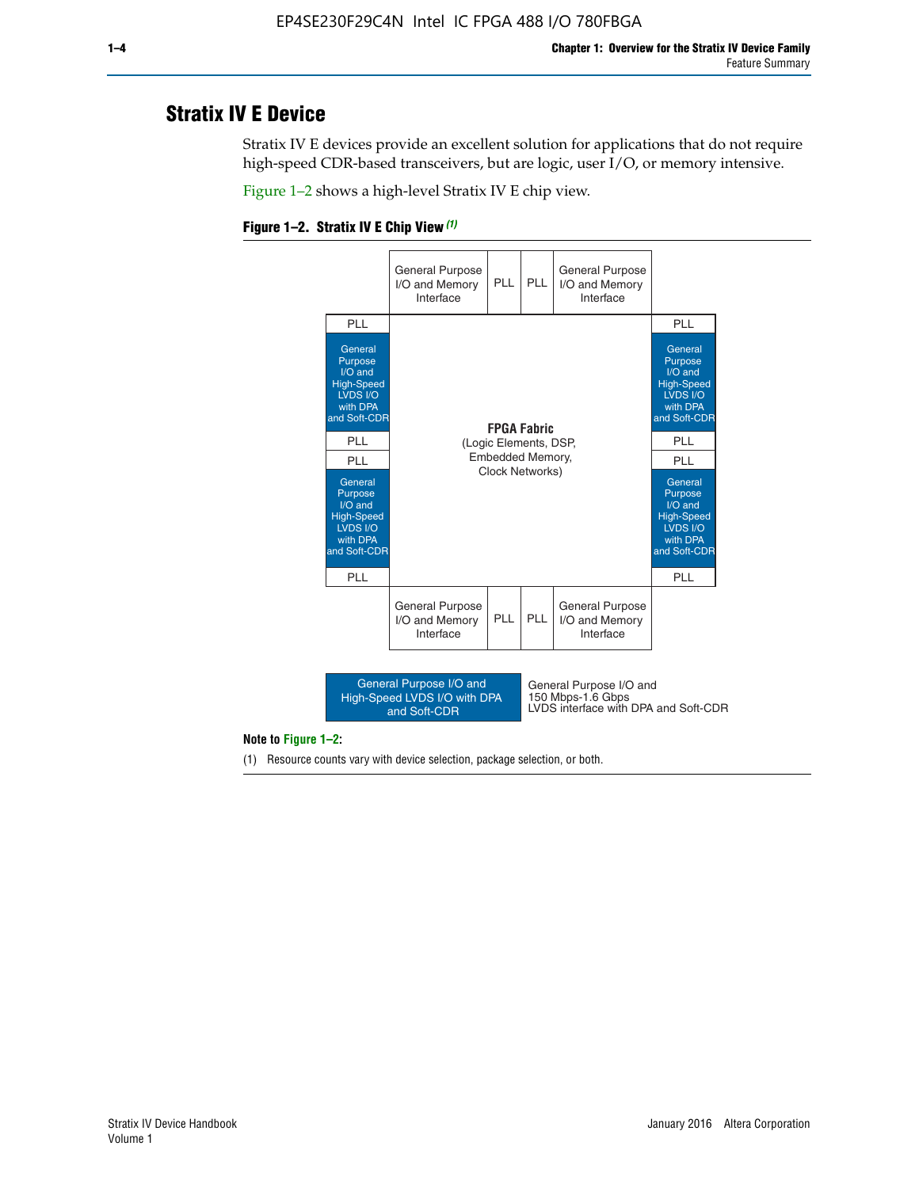## Stratix IV E Device

Stratix IV E devices provide an excellent solution for applications that do not require high-speed CDR-based transceivers, but are logic, user I/O, or memory intensive.

Figure 1–2 shows a high-level Stratix IV E chip view.

**Figure 1–2. Stratix IV E Chip View** *(1)*

| | General Purpose I/O and Memory Interface | PLL | PLL | General Purpose I/O and Memory Interface | |
|---|---|---|---|---|---|
| PLL | | | | | PLL |
| General Purpose I/O and High-Speed LVDS I/O with DPA and Soft-CDR | **FPGA Fabric** (Logic Elements, DSP, Embedded Memory, Clock Networks) | | | | General Purpose I/O and High-Speed LVDS I/O with DPA and Soft-CDR |
| PLL | | | | | PLL |
| PLL | | | | | PLL |
| General Purpose I/O and High-Speed LVDS I/O with DPA and Soft-CDR | | | | | General Purpose I/O and High-Speed LVDS I/O with DPA and Soft-CDR |
| PLL | | | | | PLL |
| | General Purpose I/O and Memory Interface | PLL | PLL | General Purpose I/O and Memory Interface | |

Legend: General Purpose I/O and High-Speed LVDS I/O with DPA and Soft-CDR — General Purpose I/O and 150 Mbps-1.6 Gbps LVDS interface with DPA and Soft-CDR

**Note to Figure 1–2:**

(1) Resource counts vary with device selection, package selection, or both.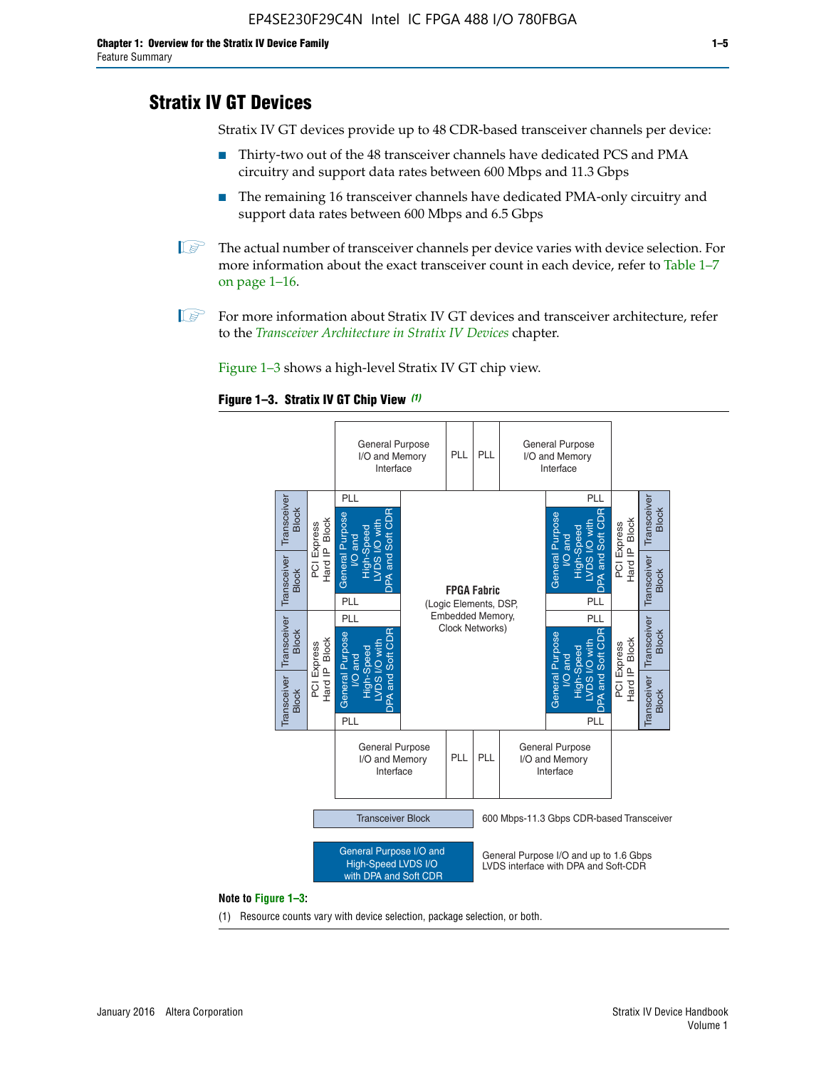## Stratix IV GT Devices

Stratix IV GT devices provide up to 48 CDR-based transceiver channels per device:

- Thirty-two out of the 48 transceiver channels have dedicated PCS and PMA circuitry and support data rates between 600 Mbps and 11.3 Gbps
- The remaining 16 transceiver channels have dedicated PMA-only circuitry and support data rates between 600 Mbps and 6.5 Gbps

The actual number of transceiver channels per device varies with device selection. For more information about the exact transceiver count in each device, refer to Table 1–7 on page 1–16.

For more information about Stratix IV GT devices and transceiver architecture, refer to the *Transceiver Architecture in Stratix IV Devices* chapter.

Figure 1–3 shows a high-level Stratix IV GT chip view.

**Figure 1–3. Stratix IV GT Chip View** *(1)*

General Purpose I/O and Memory Interface | PLL | PLL | General Purpose I/O and Memory Interface

Transceiver Block | Transceiver Block | PCI Express Hard IP Block | PLL | General Purpose I/O and High-Speed LVDS I/O with DPA and Soft CDR | PLL

Transceiver Block | Transceiver Block | PCI Express Hard IP Block | PLL | General Purpose I/O and High-Speed LVDS I/O with DPA and Soft CDR | PLL

**FPGA Fabric** (Logic Elements, DSP, Embedded Memory, Clock Networks)

General Purpose I/O and Memory Interface | PLL | PLL | General Purpose I/O and Memory Interface

Transceiver Block: 600 Mbps-11.3 Gbps CDR-based Transceiver

General Purpose I/O and High-Speed LVDS I/O with DPA and Soft CDR: General Purpose I/O and up to 1.6 Gbps LVDS interface with DPA and Soft-CDR

**Note to Figure 1–3:**

(1) Resource counts vary with device selection, package selection, or both.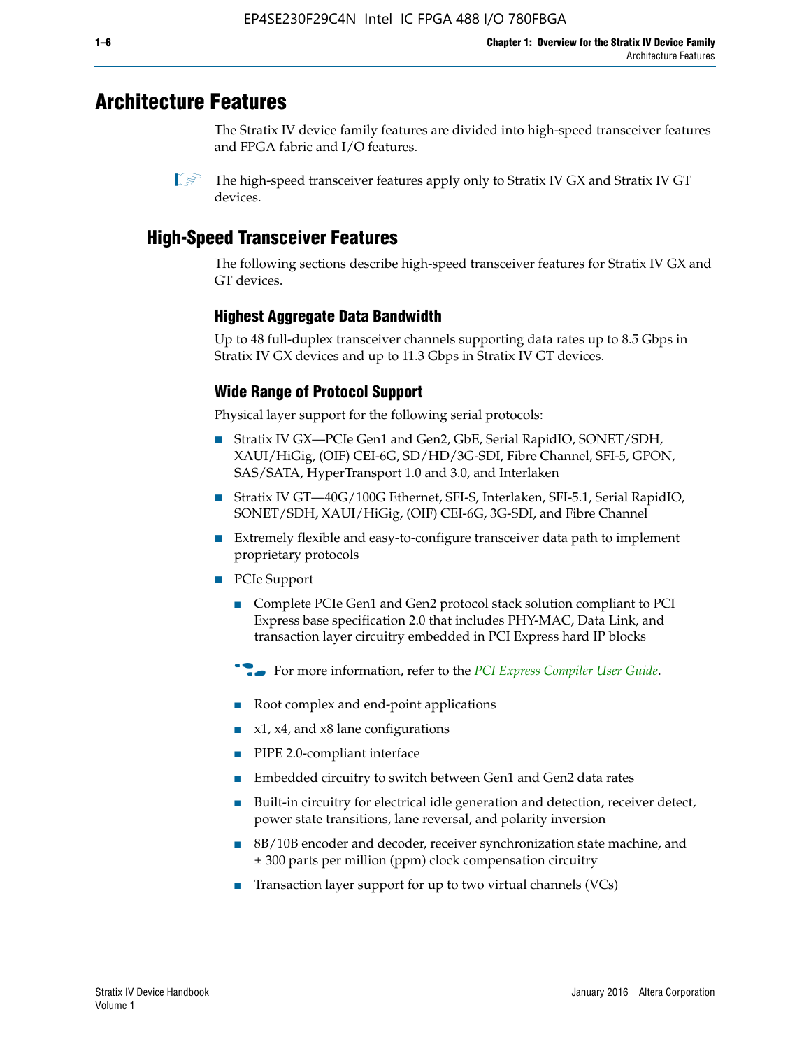# Architecture Features

The Stratix IV device family features are divided into high-speed transceiver features and FPGA fabric and I/O features.

The high-speed transceiver features apply only to Stratix IV GX and Stratix IV GT devices.

## High-Speed Transceiver Features

The following sections describe high-speed transceiver features for Stratix IV GX and GT devices.

### Highest Aggregate Data Bandwidth

Up to 48 full-duplex transceiver channels supporting data rates up to 8.5 Gbps in Stratix IV GX devices and up to 11.3 Gbps in Stratix IV GT devices.

### Wide Range of Protocol Support

Physical layer support for the following serial protocols:

- Stratix IV GX—PCIe Gen1 and Gen2, GbE, Serial RapidIO, SONET/SDH, XAUI/HiGig, (OIF) CEI-6G, SD/HD/3G-SDI, Fibre Channel, SFI-5, GPON, SAS/SATA, HyperTransport 1.0 and 3.0, and Interlaken
- Stratix IV GT—40G/100G Ethernet, SFI-S, Interlaken, SFI-5.1, Serial RapidIO, SONET/SDH, XAUI/HiGig, (OIF) CEI-6G, 3G-SDI, and Fibre Channel
- Extremely flexible and easy-to-configure transceiver data path to implement proprietary protocols
- PCIe Support
  - Complete PCIe Gen1 and Gen2 protocol stack solution compliant to PCI Express base specification 2.0 that includes PHY-MAC, Data Link, and transaction layer circuitry embedded in PCI Express hard IP blocks

  For more information, refer to the *PCI Express Compiler User Guide*.

  - Root complex and end-point applications
  - x1, x4, and x8 lane configurations
  - PIPE 2.0-compliant interface
  - Embedded circuitry to switch between Gen1 and Gen2 data rates
  - Built-in circuitry for electrical idle generation and detection, receiver detect, power state transitions, lane reversal, and polarity inversion
  - 8B/10B encoder and decoder, receiver synchronization state machine, and ± 300 parts per million (ppm) clock compensation circuitry
  - Transaction layer support for up to two virtual channels (VCs)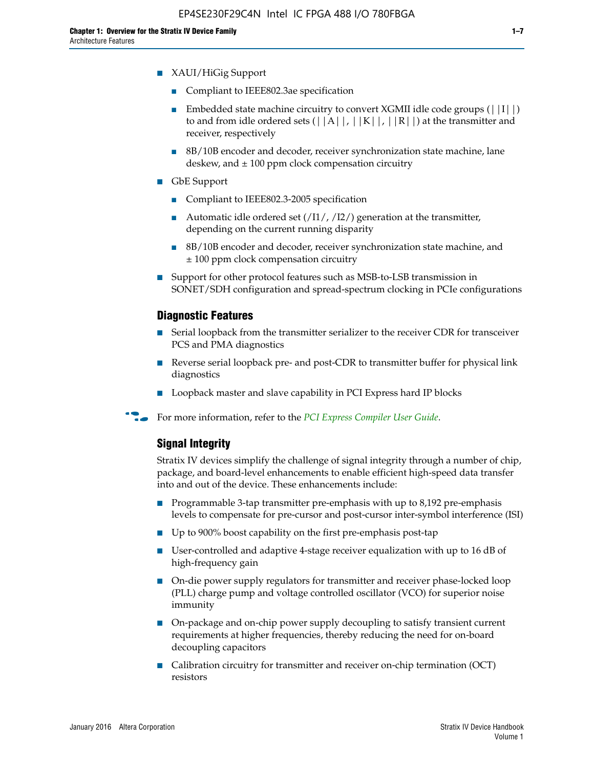- XAUI/HiGig Support
  - Compliant to IEEE802.3ae specification
  - Embedded state machine circuitry to convert XGMII idle code groups (||I||) to and from idle ordered sets (||A||, ||K||, ||R||) at the transmitter and receiver, respectively
  - 8B/10B encoder and decoder, receiver synchronization state machine, lane deskew, and ± 100 ppm clock compensation circuitry
- GbE Support
  - Compliant to IEEE802.3-2005 specification
  - Automatic idle ordered set (/I1/, /I2/) generation at the transmitter, depending on the current running disparity
  - 8B/10B encoder and decoder, receiver synchronization state machine, and ± 100 ppm clock compensation circuitry
- Support for other protocol features such as MSB-to-LSB transmission in SONET/SDH configuration and spread-spectrum clocking in PCIe configurations

### Diagnostic Features

- Serial loopback from the transmitter serializer to the receiver CDR for transceiver PCS and PMA diagnostics
- Reverse serial loopback pre- and post-CDR to transmitter buffer for physical link diagnostics
- Loopback master and slave capability in PCI Express hard IP blocks

For more information, refer to the *PCI Express Compiler User Guide*.

### Signal Integrity

Stratix IV devices simplify the challenge of signal integrity through a number of chip, package, and board-level enhancements to enable efficient high-speed data transfer into and out of the device. These enhancements include:

- Programmable 3-tap transmitter pre-emphasis with up to 8,192 pre-emphasis levels to compensate for pre-cursor and post-cursor inter-symbol interference (ISI)
- Up to 900% boost capability on the first pre-emphasis post-tap
- User-controlled and adaptive 4-stage receiver equalization with up to 16 dB of high-frequency gain
- On-die power supply regulators for transmitter and receiver phase-locked loop (PLL) charge pump and voltage controlled oscillator (VCO) for superior noise immunity
- On-package and on-chip power supply decoupling to satisfy transient current requirements at higher frequencies, thereby reducing the need for on-board decoupling capacitors
- Calibration circuitry for transmitter and receiver on-chip termination (OCT) resistors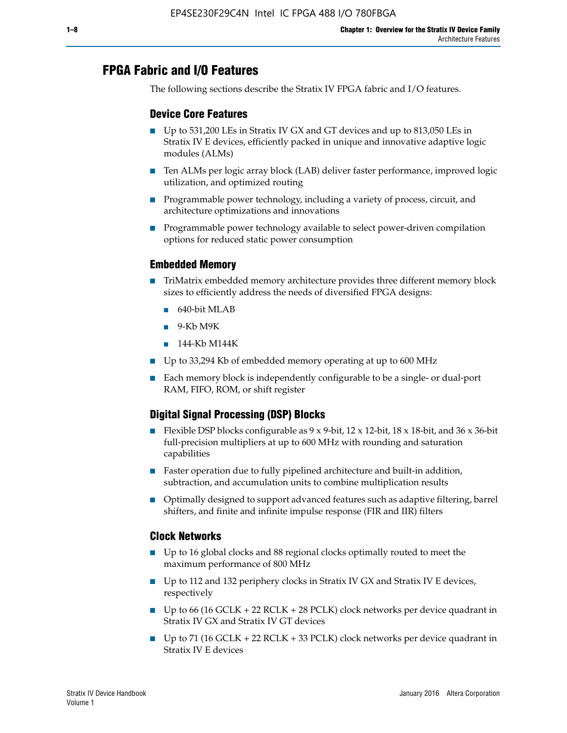## FPGA Fabric and I/O Features

The following sections describe the Stratix IV FPGA fabric and I/O features.

### Device Core Features

- Up to 531,200 LEs in Stratix IV GX and GT devices and up to 813,050 LEs in Stratix IV E devices, efficiently packed in unique and innovative adaptive logic modules (ALMs)
- Ten ALMs per logic array block (LAB) deliver faster performance, improved logic utilization, and optimized routing
- Programmable power technology, including a variety of process, circuit, and architecture optimizations and innovations
- Programmable power technology available to select power-driven compilation options for reduced static power consumption

### Embedded Memory

- TriMatrix embedded memory architecture provides three different memory block sizes to efficiently address the needs of diversified FPGA designs:
  - 640-bit MLAB
  - 9-Kb M9K
  - 144-Kb M144K
- Up to 33,294 Kb of embedded memory operating at up to 600 MHz
- Each memory block is independently configurable to be a single- or dual-port RAM, FIFO, ROM, or shift register

### Digital Signal Processing (DSP) Blocks

- Flexible DSP blocks configurable as 9 x 9-bit, 12 x 12-bit, 18 x 18-bit, and 36 x 36-bit full-precision multipliers at up to 600 MHz with rounding and saturation capabilities
- Faster operation due to fully pipelined architecture and built-in addition, subtraction, and accumulation units to combine multiplication results
- Optimally designed to support advanced features such as adaptive filtering, barrel shifters, and finite and infinite impulse response (FIR and IIR) filters

### Clock Networks

- Up to 16 global clocks and 88 regional clocks optimally routed to meet the maximum performance of 800 MHz
- Up to 112 and 132 periphery clocks in Stratix IV GX and Stratix IV E devices, respectively
- Up to 66 (16 GCLK + 22 RCLK + 28 PCLK) clock networks per device quadrant in Stratix IV GX and Stratix IV GT devices
- Up to 71 (16 GCLK + 22 RCLK + 33 PCLK) clock networks per device quadrant in Stratix IV E devices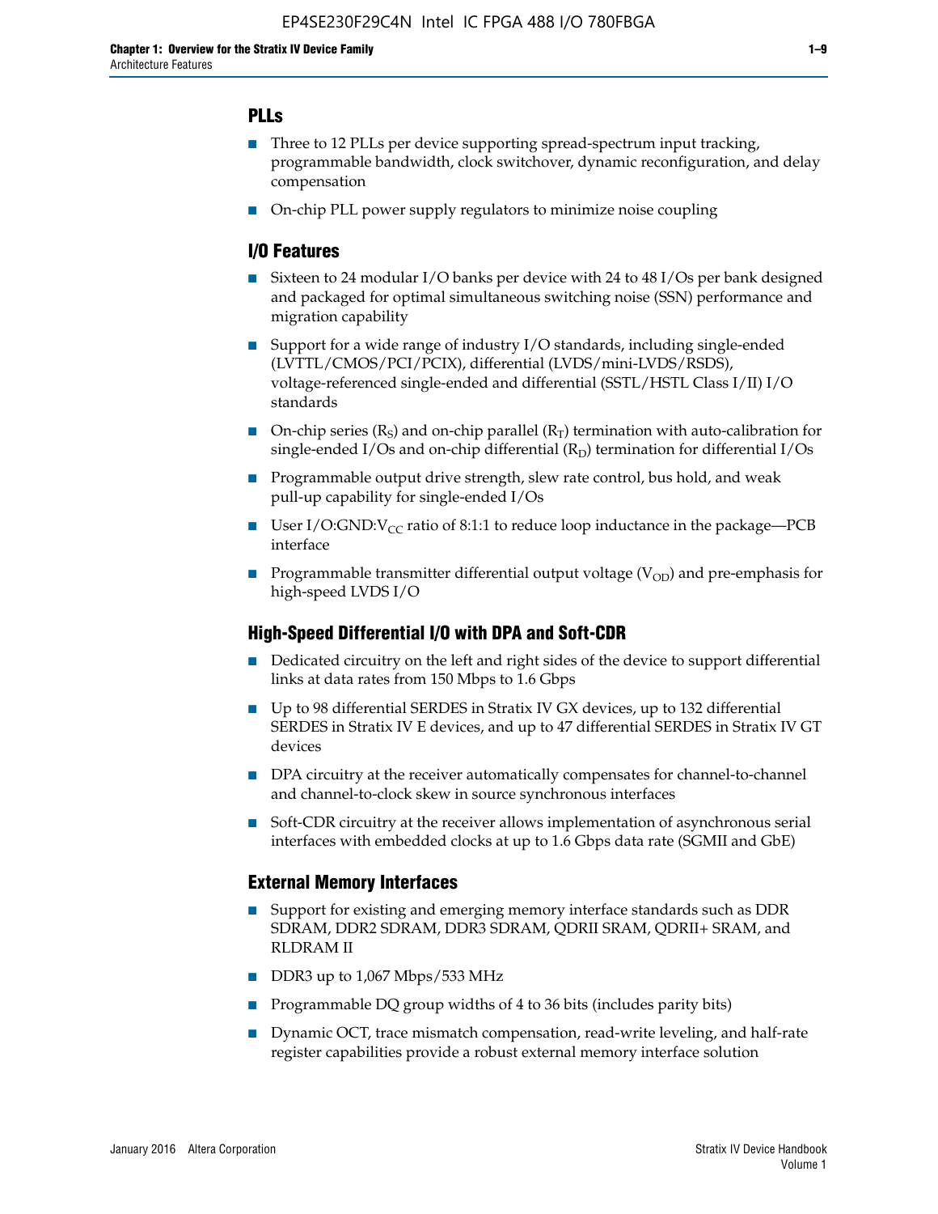## PLLs

- Three to 12 PLLs per device supporting spread-spectrum input tracking, programmable bandwidth, clock switchover, dynamic reconfiguration, and delay compensation
- On-chip PLL power supply regulators to minimize noise coupling

## I/O Features

- Sixteen to 24 modular I/O banks per device with 24 to 48 I/Os per bank designed and packaged for optimal simultaneous switching noise (SSN) performance and migration capability
- Support for a wide range of industry I/O standards, including single-ended (LVTTL/CMOS/PCI/PCIX), differential (LVDS/mini-LVDS/RSDS), voltage-referenced single-ended and differential (SSTL/HSTL Class I/II) I/O standards
- On-chip series ($R_S$) and on-chip parallel ($R_T$) termination with auto-calibration for single-ended I/Os and on-chip differential ($R_D$) termination for differential I/Os
- Programmable output drive strength, slew rate control, bus hold, and weak pull-up capability for single-ended I/Os
- User I/O:GND:$V_{CC}$ ratio of 8:1:1 to reduce loop inductance in the package—PCB interface
- Programmable transmitter differential output voltage ($V_{OD}$) and pre-emphasis for high-speed LVDS I/O

## High-Speed Differential I/O with DPA and Soft-CDR

- Dedicated circuitry on the left and right sides of the device to support differential links at data rates from 150 Mbps to 1.6 Gbps
- Up to 98 differential SERDES in Stratix IV GX devices, up to 132 differential SERDES in Stratix IV E devices, and up to 47 differential SERDES in Stratix IV GT devices
- DPA circuitry at the receiver automatically compensates for channel-to-channel and channel-to-clock skew in source synchronous interfaces
- Soft-CDR circuitry at the receiver allows implementation of asynchronous serial interfaces with embedded clocks at up to 1.6 Gbps data rate (SGMII and GbE)

## External Memory Interfaces

- Support for existing and emerging memory interface standards such as DDR SDRAM, DDR2 SDRAM, DDR3 SDRAM, QDRII SRAM, QDRII+ SRAM, and RLDRAM II
- DDR3 up to 1,067 Mbps/533 MHz
- Programmable DQ group widths of 4 to 36 bits (includes parity bits)
- Dynamic OCT, trace mismatch compensation, read-write leveling, and half-rate register capabilities provide a robust external memory interface solution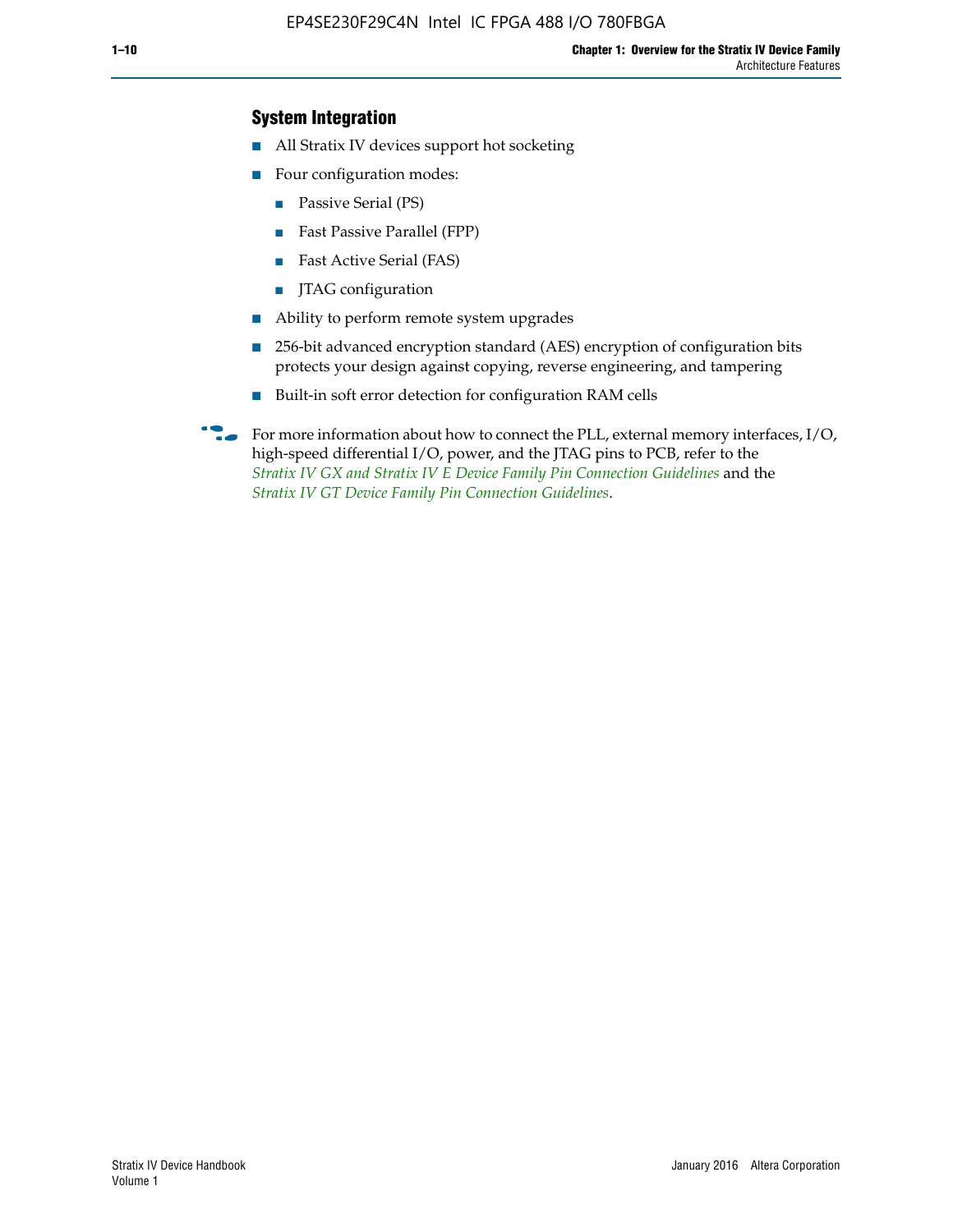## System Integration

- All Stratix IV devices support hot socketing
- Four configuration modes:
  - Passive Serial (PS)
  - Fast Passive Parallel (FPP)
  - Fast Active Serial (FAS)
  - JTAG configuration
- Ability to perform remote system upgrades
- 256-bit advanced encryption standard (AES) encryption of configuration bits protects your design against copying, reverse engineering, and tampering
- Built-in soft error detection for configuration RAM cells

For more information about how to connect the PLL, external memory interfaces, I/O, high-speed differential I/O, power, and the JTAG pins to PCB, refer to the *Stratix IV GX and Stratix IV E Device Family Pin Connection Guidelines* and the *Stratix IV GT Device Family Pin Connection Guidelines*.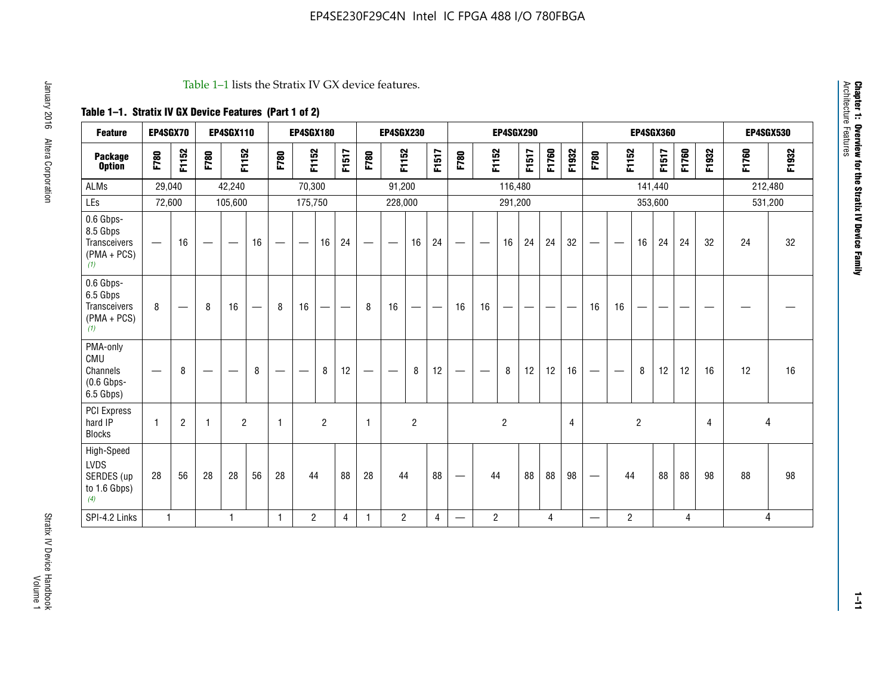Table 1–1 lists the Stratix IV GX device features.

**Table 1–1. Stratix IV GX Device Features (Part 1 of 2)**

| Feature | EP4SGX70 | | EP4SGX110 | | | EP4SGX180 | | | | EP4SGX230 | | | | EP4SGX290 | | | | | | EP4SGX360 | | | | | | EP4SGX530 | |
|---|---|---|---|---|---|---|---|---|---|---|---|---|---|---|---|---|---|---|---|---|---|---|---|---|---|---|---|
| **Package Option** | F780 | F1152 | F780 | F1152 | | F780 | F1152 | | F1517 | F780 | F1152 | | F1517 | F780 | F1152 | | F1517 | F1760 | F1932 | F780 | F1152 | | F1517 | F1760 | F1932 | F1760 | F1932 |
| ALMs | 29,040 | | 42,240 | | | 70,300 | | | | 91,200 | | | | 116,480 | | | | | | 141,440 | | | | | | 212,480 | |
| LEs | 72,600 | | 105,600 | | | 175,750 | | | | 228,000 | | | | 291,200 | | | | | | 353,600 | | | | | | 531,200 | |
| 0.6 Gbps-8.5 Gbps Transceivers (PMA + PCS) *(1)* | — | 16 | — | — | 16 | — | — | 16 | 24 | — | — | 16 | 24 | — | — | 16 | 24 | 24 | 32 | — | — | 16 | 24 | 24 | 32 | 24 | 32 |
| 0.6 Gbps-6.5 Gbps Transceivers (PMA + PCS) *(1)* | 8 | — | 8 | 16 | — | 8 | 16 | — | — | 8 | 16 | — | — | 16 | 16 | — | — | — | — | 16 | 16 | — | — | — | — | — | — |
| PMA-only CMU Channels (0.6 Gbps-6.5 Gbps) | — | 8 | — | — | 8 | — | — | 8 | 12 | — | — | 8 | 12 | — | — | 8 | 12 | 12 | 16 | — | — | 8 | 12 | 12 | 16 | 12 | 16 |
| PCI Express hard IP Blocks | 1 | 2 | 1 | 2 | | 1 | 2 | | | 1 | 2 | | | 2 | | | | | 4 | 2 | | | | | 4 | 4 | |
| High-Speed LVDS SERDES (up to 1.6 Gbps) *(4)* | 28 | 56 | 28 | 28 | 56 | 28 | 44 | | 88 | 28 | 44 | | 88 | — | 44 | | 88 | 88 | 98 | — | 44 | | 88 | 88 | 98 | 88 | 98 |
| SPI-4.2 Links | 1 | | 1 | | | 1 | 2 | | 4 | 1 | 2 | | 4 | — | 2 | | 4 | | | — | 2 | | 4 | | | 4 | |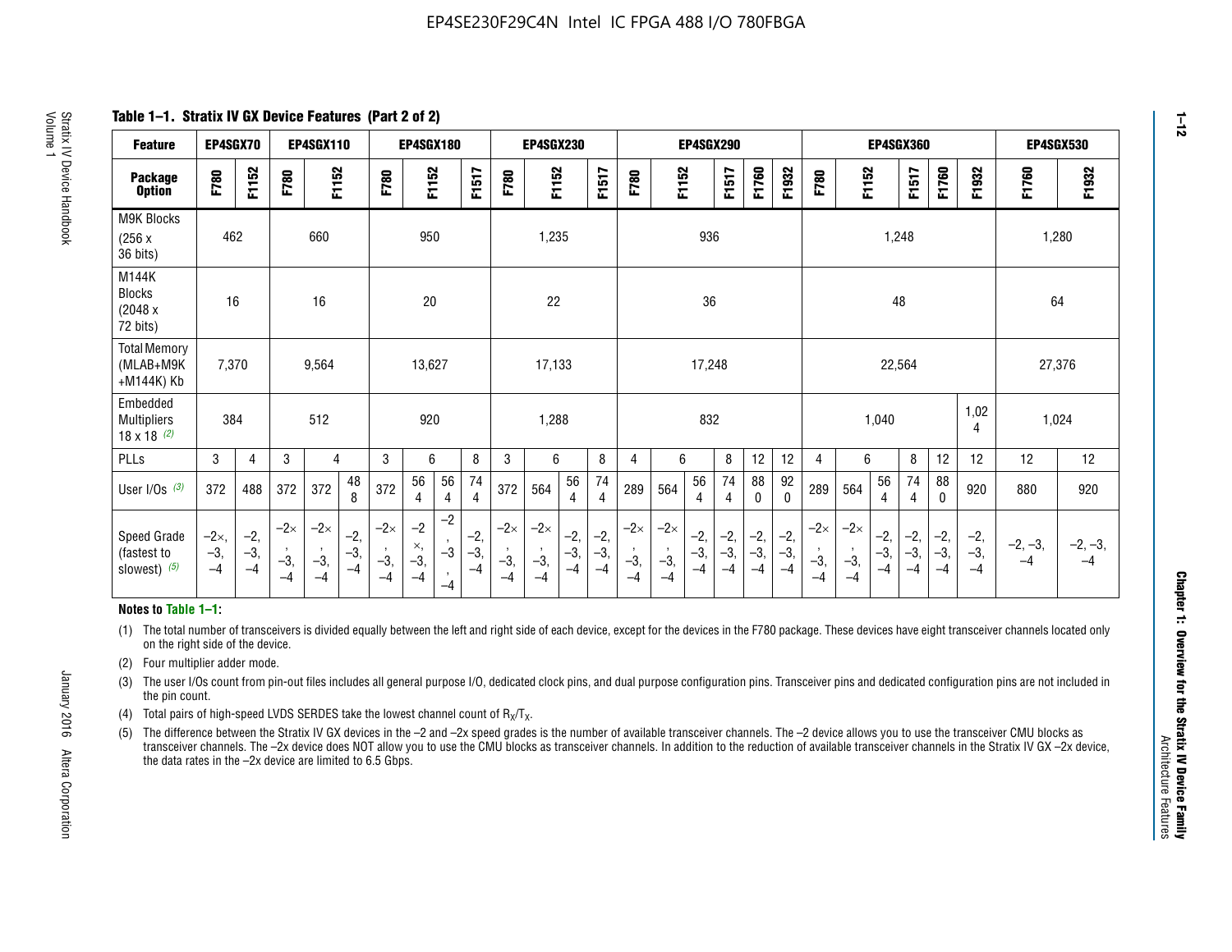**Table 1–1. Stratix IV GX Device Features (Part 2 of 2)**

| Feature | EP4SGX70 | | EP4SGX110 | | | EP4SGX180 | | | | EP4SGX230 | | | | EP4SGX290 | | | | | | EP4SGX360 | | | | | | EP4SGX530 | |
|---|---|---|---|---|---|---|---|---|---|---|---|---|---|---|---|---|---|---|---|---|---|---|---|---|---|---|---|
| Package Option | F780 | F1152 | F780 | F1152 | | F780 | F1152 | | F1517 | F780 | F1152 | | F1517 | F780 | F1152 | | F1517 | F1760 | F1932 | F780 | F1152 | | F1517 | F1760 | F1932 | F1760 | F1932 |
| M9K Blocks (256 x 36 bits) | 462 | | 660 | | | 950 | | | | 1,235 | | | | 936 | | | | | | 1,248 | | | | | | 1,280 | |
| M144K Blocks (2048 x 72 bits) | 16 | | 16 | | | 20 | | | | 22 | | | | 36 | | | | | | 48 | | | | | | 64 | |
| Total Memory (MLAB+M9K +M144K) Kb | 7,370 | | 9,564 | | | 13,627 | | | | 17,133 | | | | 17,248 | | | | | | 22,564 | | | | | | 27,376 | |
| Embedded Multipliers 18 x 18 (2) | 384 | | 512 | | | 920 | | | | 1,288 | | | | 832 | | | | | | 1,040 | | | | | 1,024 | 1,024 | |
| PLLs | 3 | 4 | 3 | 4 | | 3 | 6 | | 8 | 3 | 6 | | 8 | 4 | 6 | | 8 | 12 | 12 | 4 | 6 | | 8 | 12 | 12 | 12 | 12 |
| User I/Os (3) | 372 | 488 | 372 | 372 | 488 | 372 | 564 | 564 | 744 | 372 | 564 | 564 | 744 | 289 | 564 | 564 | 744 | 880 | 920 | 289 | 564 | 564 | 744 | 880 | 920 | 880 | 920 |
| Speed Grade (fastest to slowest) (5) | –2×, –3, –4 | –2, –3, –4 | –2×, –3, –4 | –2×, –3, –4 | –2, –3, –4 | –2×, –3, –4 | –2×, –3, –4 | –2, –3, –4 | –2, –3, –4 | –2×, –3, –4 | –2×, –3, –4 | –2, –3, –4 | –2, –3, –4 | –2×, –3, –4 | –2×, –3, –4 | –2, –3, –4 | –2, –3, –4 | –2, –3, –4 | –2, –3, –4 | –2×, –3, –4 | –2×, –3, –4 | –2, –3, –4 | –2, –3, –4 | –2, –3, –4 | –2, –3, –4 | –2, –3, –4 | –2, –3, –4 |

**Notes to Table 1–1:**

(1) The total number of transceivers is divided equally between the left and right side of each device, except for the devices in the F780 package. These devices have eight transceiver channels located only on the right side of the device.

(2) Four multiplier adder mode.

(3) The user I/Os count from pin-out files includes all general purpose I/O, dedicated clock pins, and dual purpose configuration pins. Transceiver pins and dedicated configuration pins are not included in the pin count.

(4) Total pairs of high-speed LVDS SERDES take the lowest channel count of $R_X/T_X$.

(5) The difference between the Stratix IV GX devices in the –2 and –2x speed grades is the number of available transceiver channels. The –2 device allows you to use the transceiver CMU blocks as transceiver channels. The –2x device does NOT allow you to use the CMU blocks as transceiver channels. In addition to the reduction of available transceiver channels in the Stratix IV GX –2x device, the data rates in the –2x device are limited to 6.5 Gbps.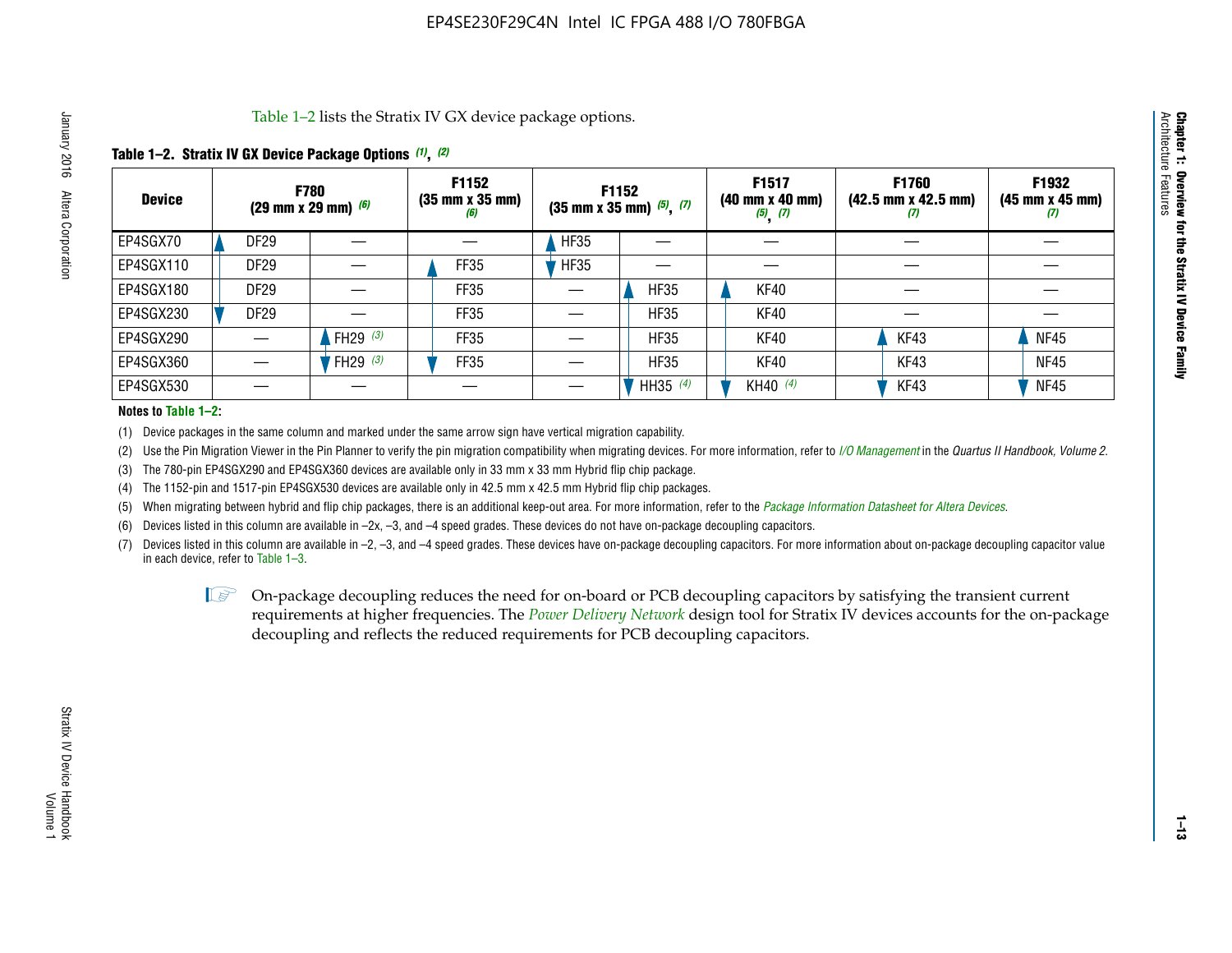Table 1–2 lists the Stratix IV GX device package options.

**Table 1–2. Stratix IV GX Device Package Options (1), (2)**

| Device | F780 (29 mm x 29 mm) (6) | | F1152 (35 mm x 35 mm) (6) | F1152 (35 mm x 35 mm) (5), (7) | | F1517 (40 mm x 40 mm) (5), (7) | F1760 (42.5 mm x 42.5 mm) (7) | F1932 (45 mm x 45 mm) (7) |
|---|---|---|---|---|---|---|---|---|
| EP4SGX70 | DF29 | — | — | HF35 | — | — | — | — |
| EP4SGX110 | DF29 | — | FF35 | HF35 | — | — | — | — |
| EP4SGX180 | DF29 | — | FF35 | — | HF35 | KF40 | — | — |
| EP4SGX230 | DF29 | — | FF35 | — | HF35 | KF40 | — | — |
| EP4SGX290 | — | FH29 (3) | FF35 | — | HF35 | KF40 | KF43 | NF45 |
| EP4SGX360 | — | FH29 (3) | FF35 | — | HF35 | KF40 | KF43 | NF45 |
| EP4SGX530 | — | — | — | — | HH35 (4) | KH40 (4) | KF43 | NF45 |

**Notes to Table 1–2:**

(1) Device packages in the same column and marked under the same arrow sign have vertical migration capability.

(2) Use the Pin Migration Viewer in the Pin Planner to verify the pin migration compatibility when migrating devices. For more information, refer to *I/O Management* in the *Quartus II Handbook, Volume 2*.

(3) The 780-pin EP4SGX290 and EP4SGX360 devices are available only in 33 mm x 33 mm Hybrid flip chip package.

(4) The 1152-pin and 1517-pin EP4SGX530 devices are available only in 42.5 mm x 42.5 mm Hybrid flip chip packages.

(5) When migrating between hybrid and flip chip packages, there is an additional keep-out area. For more information, refer to the *Package Information Datasheet for Altera Devices*.

(6) Devices listed in this column are available in –2x, –3, and –4 speed grades. These devices do not have on-package decoupling capacitors.

(7) Devices listed in this column are available in –2, –3, and –4 speed grades. These devices have on-package decoupling capacitors. For more information about on-package decoupling capacitor value in each device, refer to Table 1–3.

On-package decoupling reduces the need for on-board or PCB decoupling capacitors by satisfying the transient current requirements at higher frequencies. The *Power Delivery Network* design tool for Stratix IV devices accounts for the on-package decoupling and reflects the reduced requirements for PCB decoupling capacitors.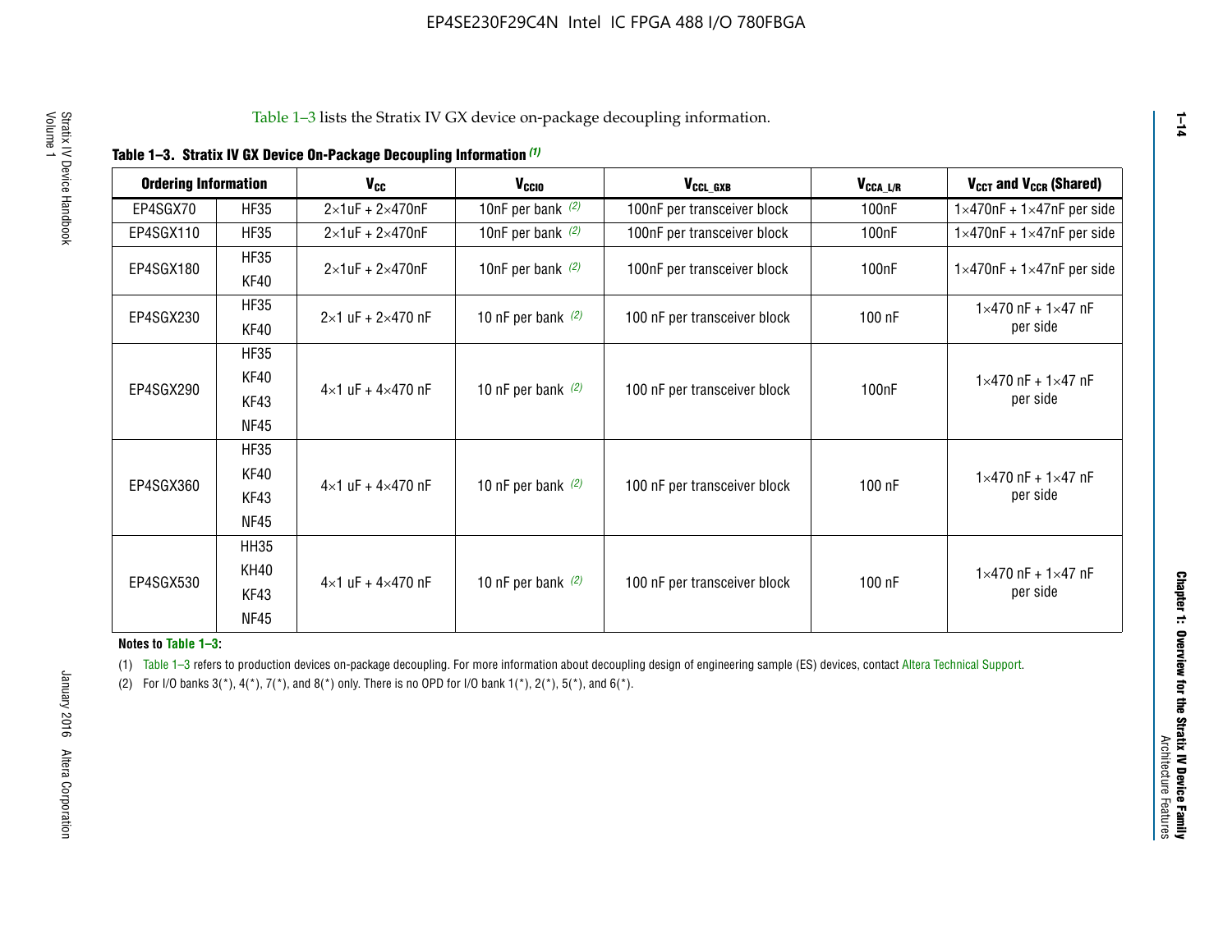Table 1–3 lists the Stratix IV GX device on-package decoupling information.

**Table 1–3. Stratix IV GX Device On-Package Decoupling Information (1)**

| Ordering Information | | $V_{CC}$ | $V_{CCIO}$ | $V_{CCL\_GXB}$ | $V_{CCA\_L/R}$ | $V_{CCT}$ and $V_{CCR}$ (Shared) |
|---|---|---|---|---|---|---|
| EP4SGX70 | HF35 | 2×1uF + 2×470nF | 10nF per bank (2) | 100nF per transceiver block | 100nF | 1×470nF + 1×47nF per side |
| EP4SGX110 | HF35 | 2×1uF + 2×470nF | 10nF per bank (2) | 100nF per transceiver block | 100nF | 1×470nF + 1×47nF per side |
| EP4SGX180 | HF35<br>KF40 | 2×1uF + 2×470nF | 10nF per bank (2) | 100nF per transceiver block | 100nF | 1×470nF + 1×47nF per side |
| EP4SGX230 | HF35<br>KF40 | 2×1 uF + 2×470 nF | 10 nF per bank (2) | 100 nF per transceiver block | 100 nF | 1×470 nF + 1×47 nF per side |
| EP4SGX290 | HF35<br>KF40<br>KF43<br>NF45 | 4×1 uF + 4×470 nF | 10 nF per bank (2) | 100 nF per transceiver block | 100nF | 1×470 nF + 1×47 nF per side |
| EP4SGX360 | HF35<br>KF40<br>KF43<br>NF45 | 4×1 uF + 4×470 nF | 10 nF per bank (2) | 100 nF per transceiver block | 100 nF | 1×470 nF + 1×47 nF per side |
| EP4SGX530 | HH35<br>KH40<br>KF43<br>NF45 | 4×1 uF + 4×470 nF | 10 nF per bank (2) | 100 nF per transceiver block | 100 nF | 1×470 nF + 1×47 nF per side |

**Notes to Table 1–3:**

(1) Table 1–3 refers to production devices on-package decoupling. For more information about decoupling design of engineering sample (ES) devices, contact Altera Technical Support.

(2) For I/O banks 3(*), 4(*), 7(*), and 8(*) only. There is no OPD for I/O bank 1(*), 2(*), 5(*), and 6(*).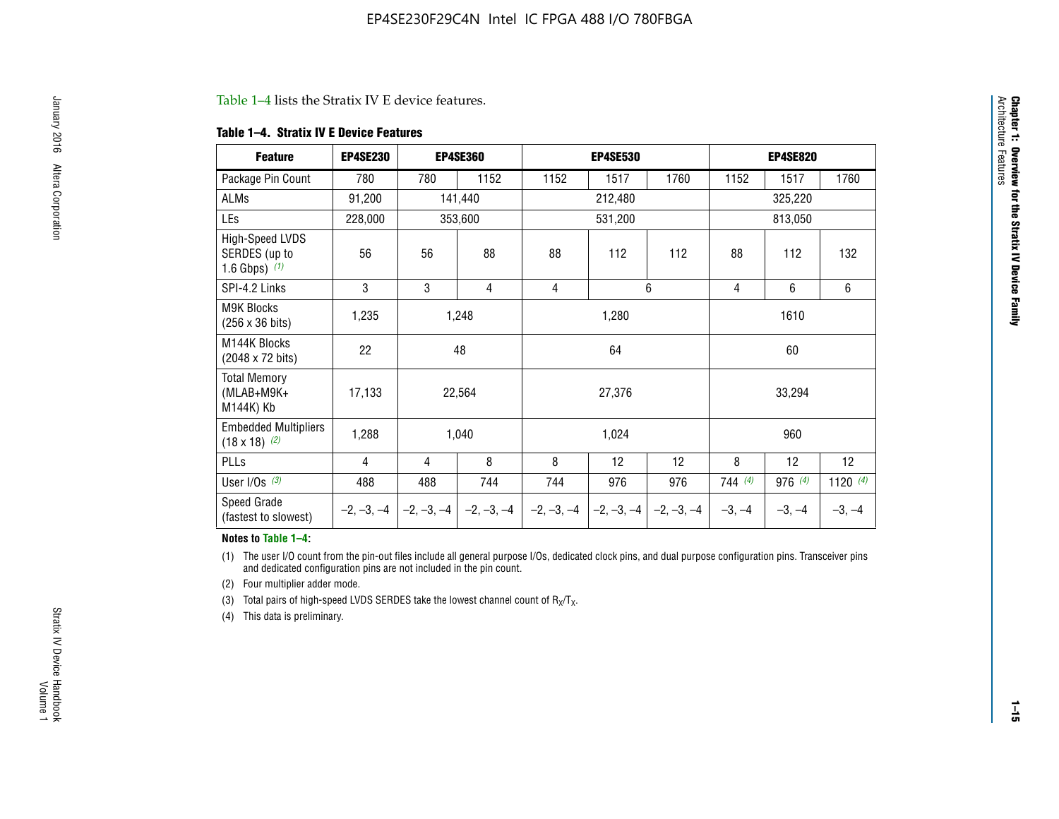Table 1–4 lists the Stratix IV E device features.

**Table 1–4. Stratix IV E Device Features**

| Feature | EP4SE230 | EP4SE360 | | EP4SE530 | | | EP4SE820 | | |
|---|---|---|---|---|---|---|---|---|---|
| Package Pin Count | 780 | 780 | 1152 | 1152 | 1517 | 1760 | 1152 | 1517 | 1760 |
| ALMs | 91,200 | 141,440 | | 212,480 | | | 325,220 | | |
| LEs | 228,000 | 353,600 | | 531,200 | | | 813,050 | | |
| High-Speed LVDS SERDES (up to 1.6 Gbps) *(1)* | 56 | 56 | 88 | 88 | 112 | 112 | 88 | 112 | 132 |
| SPI-4.2 Links | 3 | 3 | 4 | 4 | 6 | | 4 | 6 | 6 |
| M9K Blocks (256 x 36 bits) | 1,235 | 1,248 | | 1,280 | | | 1610 | | |
| M144K Blocks (2048 x 72 bits) | 22 | 48 | | 64 | | | 60 | | |
| Total Memory (MLAB+M9K+ M144K) Kb | 17,133 | 22,564 | | 27,376 | | | 33,294 | | |
| Embedded Multipliers (18 x 18) *(2)* | 1,288 | 1,040 | | 1,024 | | | 960 | | |
| PLLs | 4 | 4 | 8 | 8 | 12 | 12 | 8 | 12 | 12 |
| User I/Os *(3)* | 488 | 488 | 744 | 744 | 976 | 976 | 744 *(4)* | 976 *(4)* | 1120 *(4)* |
| Speed Grade (fastest to slowest) | –2, –3, –4 | –2, –3, –4 | –2, –3, –4 | –2, –3, –4 | –2, –3, –4 | –2, –3, –4 | –3, –4 | –3, –4 | –3, –4 |

**Notes to Table 1–4:**

(1) The user I/O count from the pin-out files include all general purpose I/Os, dedicated clock pins, and dual purpose configuration pins. Transceiver pins and dedicated configuration pins are not included in the pin count.

(2) Four multiplier adder mode.

(3) Total pairs of high-speed LVDS SERDES take the lowest channel count of $R_X/T_X$.

(4) This data is preliminary.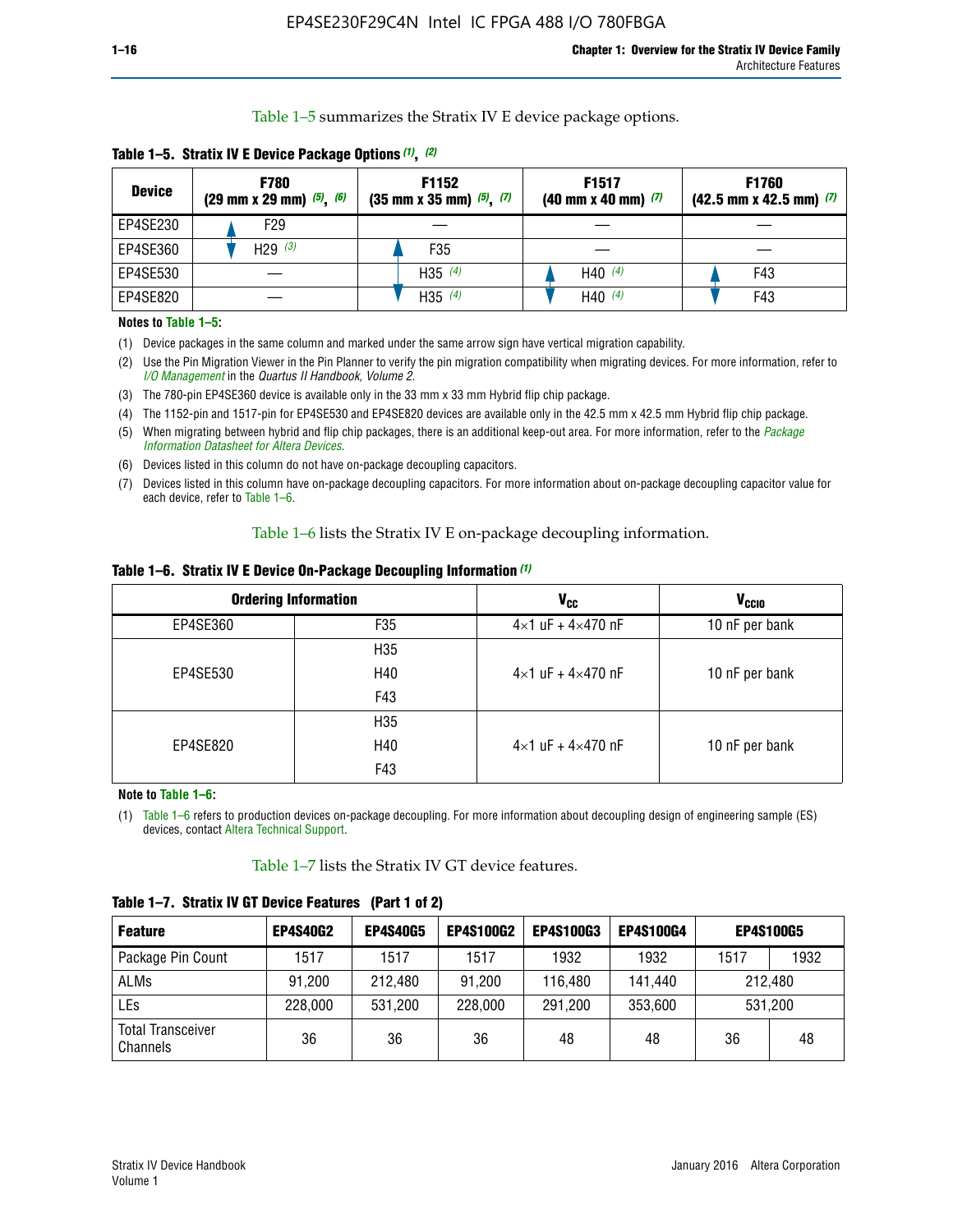Table 1–5 summarizes the Stratix IV E device package options.

**Table 1–5. Stratix IV E Device Package Options (1), (2)**

| Device | F780 (29 mm x 29 mm) (5), (6) | F1152 (35 mm x 35 mm) (5), (7) | F1517 (40 mm x 40 mm) (7) | F1760 (42.5 mm x 42.5 mm) (7) |
|---|---|---|---|---|
| EP4SE230 | F29 | — | — | — |
| EP4SE360 | H29 (3) | F35 | — | — |
| EP4SE530 | — | H35 (4) | H40 (4) | F43 |
| EP4SE820 | — | H35 (4) | H40 (4) | F43 |

**Notes to Table 1–5:**

(1) Device packages in the same column and marked under the same arrow sign have vertical migration capability.

(2) Use the Pin Migration Viewer in the Pin Planner to verify the pin migration compatibility when migrating devices. For more information, refer to *I/O Management* in the *Quartus II Handbook, Volume 2*.

(3) The 780-pin EP4SE360 device is available only in the 33 mm x 33 mm Hybrid flip chip package.

(4) The 1152-pin and 1517-pin for EP4SE530 and EP4SE820 devices are available only in the 42.5 mm x 42.5 mm Hybrid flip chip package.

(5) When migrating between hybrid and flip chip packages, there is an additional keep-out area. For more information, refer to the *Package Information Datasheet for Altera Devices*.

(6) Devices listed in this column do not have on-package decoupling capacitors.

(7) Devices listed in this column have on-package decoupling capacitors. For more information about on-package decoupling capacitor value for each device, refer to Table 1–6.

Table 1–6 lists the Stratix IV E on-package decoupling information.

**Table 1–6. Stratix IV E Device On-Package Decoupling Information (1)**

| Ordering Information | | $V_{CC}$ | $V_{CCIO}$ |
|---|---|---|---|
| EP4SE360 | F35 | 4×1 uF + 4×470 nF | 10 nF per bank |
| EP4SE530 | H35 | 4×1 uF + 4×470 nF | 10 nF per bank |
| | H40 | | |
| | F43 | | |
| EP4SE820 | H35 | 4×1 uF + 4×470 nF | 10 nF per bank |
| | H40 | | |
| | F43 | | |

**Note to Table 1–6:**

(1) Table 1–6 refers to production devices on-package decoupling. For more information about decoupling design of engineering sample (ES) devices, contact Altera Technical Support.

Table 1–7 lists the Stratix IV GT device features.

**Table 1–7. Stratix IV GT Device Features (Part 1 of 2)**

| Feature | EP4S40G2 | EP4S40G5 | EP4S100G2 | EP4S100G3 | EP4S100G4 | EP4S100G5 | |
|---|---|---|---|---|---|---|---|
| Package Pin Count | 1517 | 1517 | 1517 | 1932 | 1932 | 1517 | 1932 |
| ALMs | 91,200 | 212,480 | 91,200 | 116,480 | 141,440 | 212,480 | |
| LEs | 228,000 | 531,200 | 228,000 | 291,200 | 353,600 | 531,200 | |
| Total Transceiver Channels | 36 | 36 | 36 | 48 | 48 | 36 | 48 |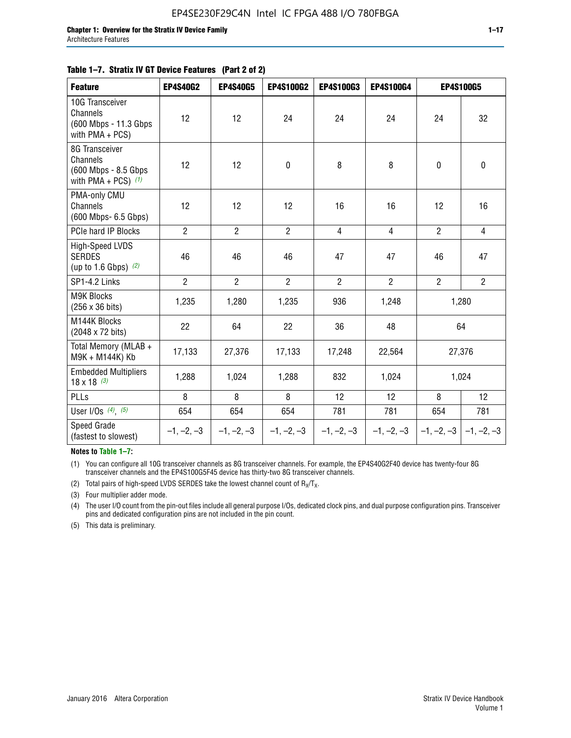**Table 1–7. Stratix IV GT Device Features (Part 2 of 2)**

| Feature | EP4S40G2 | EP4S40G5 | EP4S100G2 | EP4S100G3 | EP4S100G4 | EP4S100G5 | |
|---|---|---|---|---|---|---|---|
| 10G Transceiver Channels (600 Mbps - 11.3 Gbps with PMA + PCS) | 12 | 12 | 24 | 24 | 24 | 24 | 32 |
| 8G Transceiver Channels (600 Mbps - 8.5 Gbps with PMA + PCS) *(1)* | 12 | 12 | 0 | 8 | 8 | 0 | 0 |
| PMA-only CMU Channels (600 Mbps- 6.5 Gbps) | 12 | 12 | 12 | 16 | 16 | 12 | 16 |
| PCIe hard IP Blocks | 2 | 2 | 2 | 4 | 4 | 2 | 4 |
| High-Speed LVDS SERDES (up to 1.6 Gbps) *(2)* | 46 | 46 | 46 | 47 | 47 | 46 | 47 |
| SP1-4.2 Links | 2 | 2 | 2 | 2 | 2 | 2 | 2 |
| M9K Blocks (256 x 36 bits) | 1,235 | 1,280 | 1,235 | 936 | 1,248 | 1,280 | |
| M144K Blocks (2048 x 72 bits) | 22 | 64 | 22 | 36 | 48 | 64 | |
| Total Memory (MLAB + M9K + M144K) Kb | 17,133 | 27,376 | 17,133 | 17,248 | 22,564 | 27,376 | |
| Embedded Multipliers 18 x 18 *(3)* | 1,288 | 1,024 | 1,288 | 832 | 1,024 | 1,024 | |
| PLLs | 8 | 8 | 8 | 12 | 12 | 8 | 12 |
| User I/Os *(4)*, *(5)* | 654 | 654 | 654 | 781 | 781 | 654 | 781 |
| Speed Grade (fastest to slowest) | –1, –2, –3 | –1, –2, –3 | –1, –2, –3 | –1, –2, –3 | –1, –2, –3 | –1, –2, –3 | –1, –2, –3 |

**Notes to Table 1–7:**

(1) You can configure all 10G transceiver channels as 8G transceiver channels. For example, the EP4S40G2F40 device has twenty-four 8G transceiver channels and the EP4S100G5F45 device has thirty-two 8G transceiver channels.

(2) Total pairs of high-speed LVDS SERDES take the lowest channel count of $R_X/T_X$.

(3) Four multiplier adder mode.

(4) The user I/O count from the pin-out files include all general purpose I/Os, dedicated clock pins, and dual purpose configuration pins. Transceiver pins and dedicated configuration pins are not included in the pin count.

(5) This data is preliminary.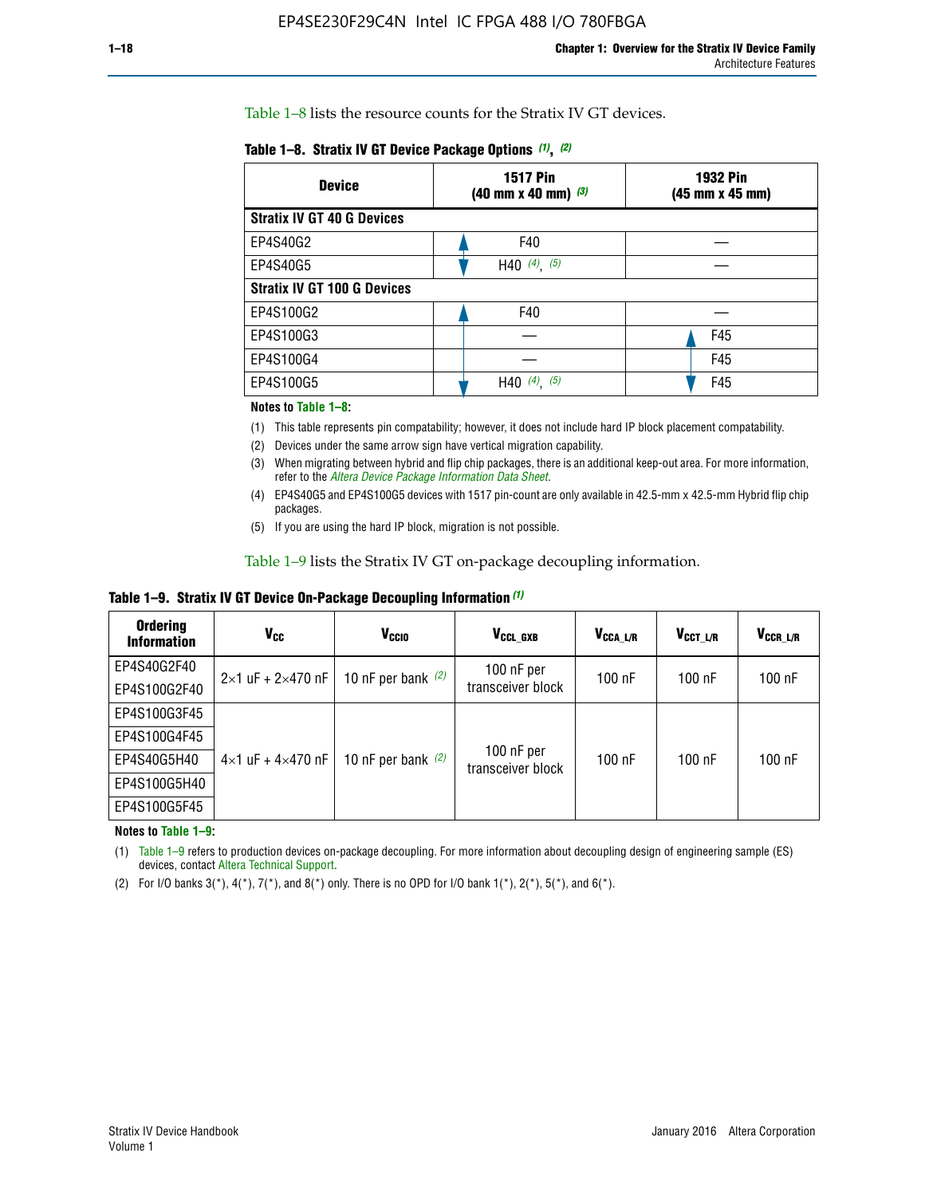Table 1–8 lists the resource counts for the Stratix IV GT devices.

**Table 1–8. Stratix IV GT Device Package Options (1), (2)**

| Device | 1517 Pin (40 mm x 40 mm) (3) | 1932 Pin (45 mm x 45 mm) |
|---|---|---|
| **Stratix IV GT 40 G Devices** | | |
| EP4S40G2 | F40 | — |
| EP4S40G5 | H40 (4), (5) | — |
| **Stratix IV GT 100 G Devices** | | |
| EP4S100G2 | F40 | — |
| EP4S100G3 | — | F45 |
| EP4S100G4 | — | F45 |
| EP4S100G5 | H40 (4), (5) | F45 |

**Notes to Table 1–8:**

(1) This table represents pin compatability; however, it does not include hard IP block placement compatability.

(2) Devices under the same arrow sign have vertical migration capability.

(3) When migrating between hybrid and flip chip packages, there is an additional keep-out area. For more information, refer to the *Altera Device Package Information Data Sheet*.

(4) EP4S40G5 and EP4S100G5 devices with 1517 pin-count are only available in 42.5-mm x 42.5-mm Hybrid flip chip packages.

(5) If you are using the hard IP block, migration is not possible.

Table 1–9 lists the Stratix IV GT on-package decoupling information.

**Table 1–9. Stratix IV GT Device On-Package Decoupling Information (1)**

| Ordering Information | $V_{CC}$ | $V_{CCIO}$ | $V_{CCL\_GXB}$ | $V_{CCA\_L/R}$ | $V_{CCT\_L/R}$ | $V_{CCR\_L/R}$ |
|---|---|---|---|---|---|---|
| EP4S40G2F40 | 2×1 uF + 2×470 nF | 10 nF per bank (2) | 100 nF per transceiver block | 100 nF | 100 nF | 100 nF |
| EP4S100G2F40 | | | | | | |
| EP4S100G3F45 | 4×1 uF + 4×470 nF | 10 nF per bank (2) | 100 nF per transceiver block | 100 nF | 100 nF | 100 nF |
| EP4S100G4F45 | | | | | | |
| EP4S40G5H40 | | | | | | |
| EP4S100G5H40 | | | | | | |
| EP4S100G5F45 | | | | | | |

**Notes to Table 1–9:**

(1) Table 1–9 refers to production devices on-package decoupling. For more information about decoupling design of engineering sample (ES) devices, contact Altera Technical Support.

(2) For I/O banks 3(*), 4(*), 7(*), and 8(*) only. There is no OPD for I/O bank 1(*), 2(*), 5(*), and 6(*).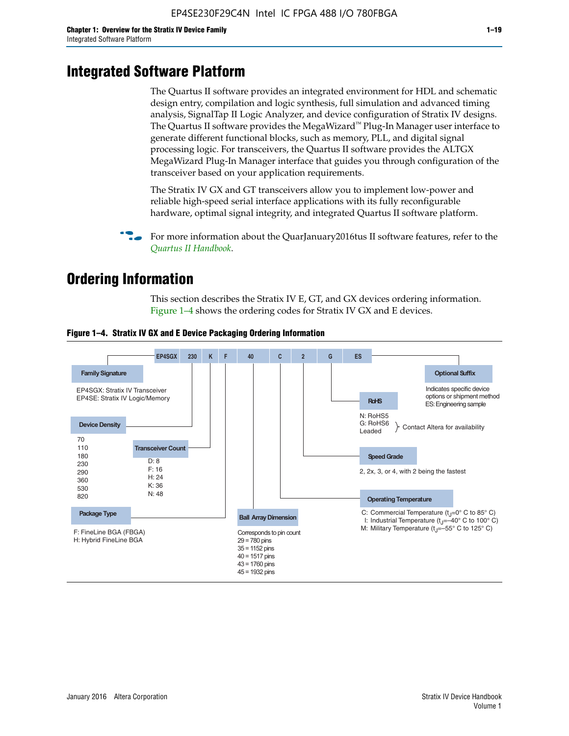# Integrated Software Platform

The Quartus II software provides an integrated environment for HDL and schematic design entry, compilation and logic synthesis, full simulation and advanced timing analysis, SignalTap II Logic Analyzer, and device configuration of Stratix IV designs. The Quartus II software provides the MegaWizard™ Plug-In Manager user interface to generate different functional blocks, such as memory, PLL, and digital signal processing logic. For transceivers, the Quartus II software provides the ALTGX MegaWizard Plug-In Manager interface that guides you through configuration of the transceiver based on your application requirements.

The Stratix IV GX and GT transceivers allow you to implement low-power and reliable high-speed serial interface applications with its fully reconfigurable hardware, optimal signal integrity, and integrated Quartus II software platform.

For more information about the QuarJanuary2016tus II software features, refer to the *Quartus II Handbook*.

# Ordering Information

This section describes the Stratix IV E, GT, and GX devices ordering information. Figure 1–4 shows the ordering codes for Stratix IV GX and E devices.

**Figure 1–4. Stratix IV GX and E Device Packaging Ordering Information**

EP4SGX | 230 | K | F | 40 | C | 2 | G | ES

**Family Signature**
- EP4SGX: Stratix IV Transceiver
- EP4SE: Stratix IV Logic/Memory

**Device Density**
70, 110, 180, 230, 290, 360, 530, 820

**Transceiver Count**
- D: 8
- F: 16
- H: 24
- K: 36
- N: 48

**Package Type**
- F: FineLine BGA (FBGA)
- H: Hybrid FineLine BGA

**Ball Array Dimension**
Corresponds to pin count
- 29 = 780 pins
- 35 = 1152 pins
- 40 = 1517 pins
- 43 = 1760 pins
- 45 = 1932 pins

**Operating Temperature**
- C: Commercial Temperature ($t_J$=0° C to 85° C)
- I: Industrial Temperature ($t_J$=–40° C to 100° C)
- M: Military Temperature ($t_J$=–55° C to 125° C)

**Speed Grade**
2, 2x, 3, or 4, with 2 being the fastest

**RoHS**
- N: RoHS5
- G: RoHS6
- Leaded

Contact Altera for availability (RoHS6, Leaded)

**Optional Suffix**
Indicates specific device options or shipment method
ES: Engineering sample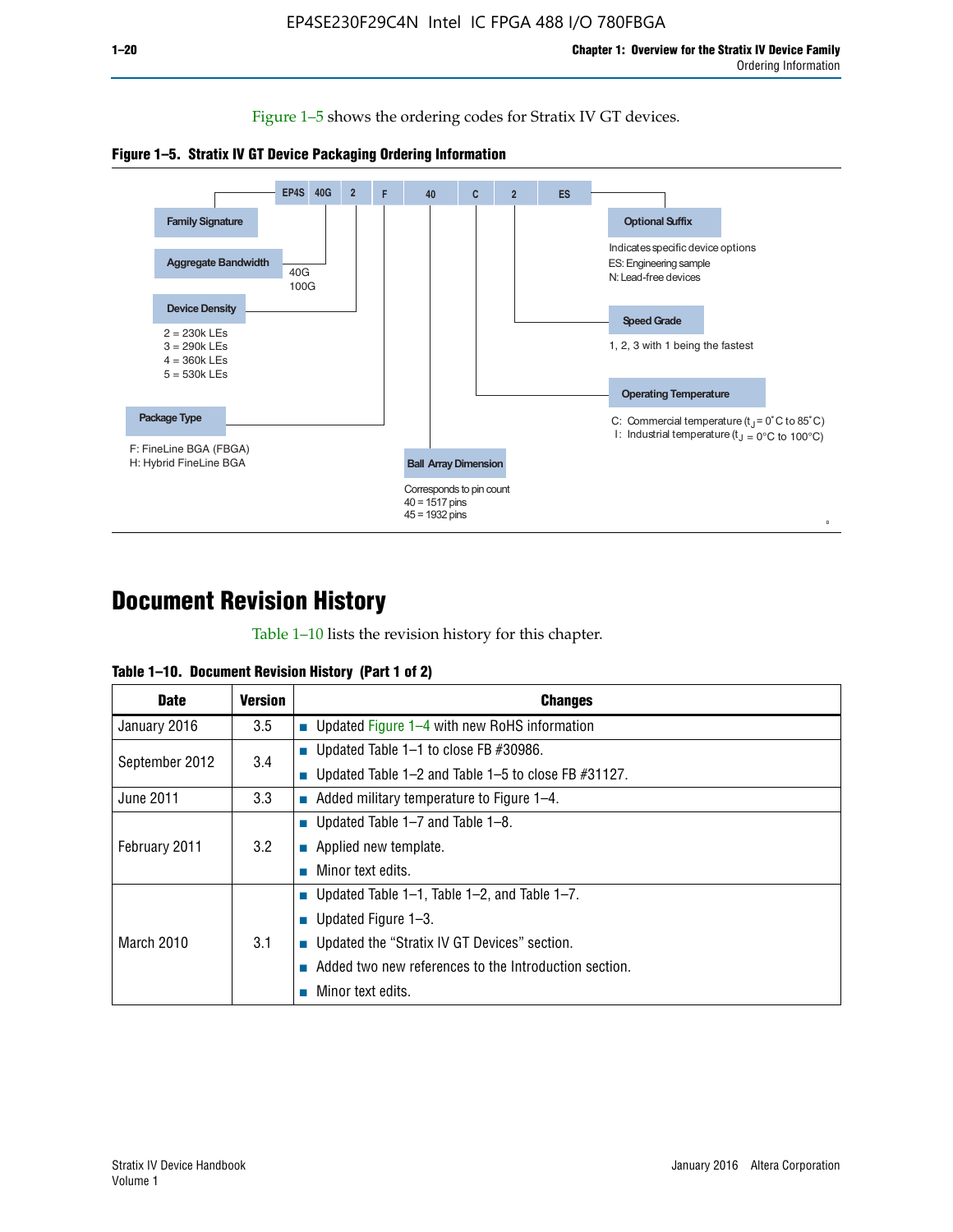Figure 1–5 shows the ordering codes for Stratix IV GT devices.

**Figure 1–5. Stratix IV GT Device Packaging Ordering Information**

EP4S 40G 2 F 40 C 2 ES

- **Family Signature**
- **Aggregate Bandwidth**: 40G, 100G
- **Device Density**: 2 = 230k LEs, 3 = 290k LEs, 4 = 360k LEs, 5 = 530k LEs
- **Package Type**: F: FineLine BGA (FBGA), H: Hybrid FineLine BGA
- **Ball Array Dimension**: Corresponds to pin count, 40 = 1517 pins, 45 = 1932 pins
- **Operating Temperature**: C: Commercial temperature ($t_J$ = 0°C to 85°C), I: Industrial temperature ($t_J$ = 0°C to 100°C)
- **Speed Grade**: 1, 2, 3 with 1 being the fastest
- **Optional Suffix**: Indicates specific device options, ES: Engineering sample, N: Lead-free devices

# Document Revision History

Table 1–10 lists the revision history for this chapter.

**Table 1–10. Document Revision History (Part 1 of 2)**

| Date | Version | Changes |
|---|---|---|
| January 2016 | 3.5 | ■ Updated Figure 1–4 with new RoHS information |
| September 2012 | 3.4 | ■ Updated Table 1–1 to close FB #30986.<br>■ Updated Table 1–2 and Table 1–5 to close FB #31127. |
| June 2011 | 3.3 | ■ Added military temperature to Figure 1–4. |
| February 2011 | 3.2 | ■ Updated Table 1–7 and Table 1–8.<br>■ Applied new template.<br>■ Minor text edits. |
| March 2010 | 3.1 | ■ Updated Table 1–1, Table 1–2, and Table 1–7.<br>■ Updated Figure 1–3.<br>■ Updated the "Stratix IV GT Devices" section.<br>■ Added two new references to the Introduction section.<br>■ Minor text edits. |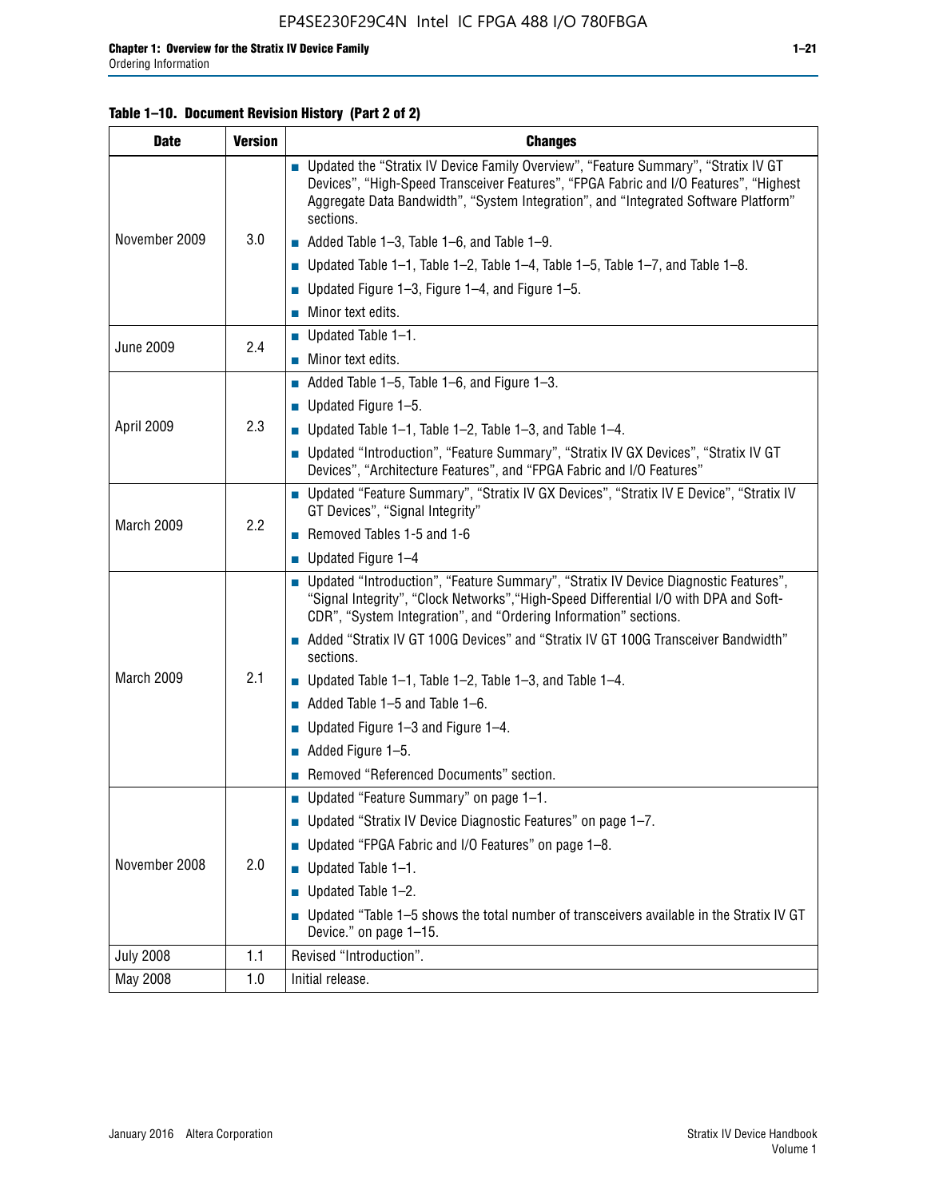**Table 1–10. Document Revision History (Part 2 of 2)**

| Date | Version | Changes |
|---|---|---|
| November 2009 | 3.0 | ■ Updated the "Stratix IV Device Family Overview", "Feature Summary", "Stratix IV GT Devices", "High-Speed Transceiver Features", "FPGA Fabric and I/O Features", "Highest Aggregate Data Bandwidth", "System Integration", and "Integrated Software Platform" sections.<br>■ Added Table 1–3, Table 1–6, and Table 1–9.<br>■ Updated Table 1–1, Table 1–2, Table 1–4, Table 1–5, Table 1–7, and Table 1–8.<br>■ Updated Figure 1–3, Figure 1–4, and Figure 1–5.<br>■ Minor text edits. |
| June 2009 | 2.4 | ■ Updated Table 1–1.<br>■ Minor text edits. |
| April 2009 | 2.3 | ■ Added Table 1–5, Table 1–6, and Figure 1–3.<br>■ Updated Figure 1–5.<br>■ Updated Table 1–1, Table 1–2, Table 1–3, and Table 1–4.<br>■ Updated "Introduction", "Feature Summary", "Stratix IV GX Devices", "Stratix IV GT Devices", "Architecture Features", and "FPGA Fabric and I/O Features" |
| March 2009 | 2.2 | ■ Updated "Feature Summary", "Stratix IV GX Devices", "Stratix IV E Device", "Stratix IV GT Devices", "Signal Integrity"<br>■ Removed Tables 1-5 and 1-6<br>■ Updated Figure 1–4 |
| March 2009 | 2.1 | ■ Updated "Introduction", "Feature Summary", "Stratix IV Device Diagnostic Features", "Signal Integrity", "Clock Networks","High-Speed Differential I/O with DPA and Soft-CDR", "System Integration", and "Ordering Information" sections.<br>■ Added "Stratix IV GT 100G Devices" and "Stratix IV GT 100G Transceiver Bandwidth" sections.<br>■ Updated Table 1–1, Table 1–2, Table 1–3, and Table 1–4.<br>■ Added Table 1–5 and Table 1–6.<br>■ Updated Figure 1–3 and Figure 1–4.<br>■ Added Figure 1–5.<br>■ Removed "Referenced Documents" section. |
| November 2008 | 2.0 | ■ Updated "Feature Summary" on page 1–1.<br>■ Updated "Stratix IV Device Diagnostic Features" on page 1–7.<br>■ Updated "FPGA Fabric and I/O Features" on page 1–8.<br>■ Updated Table 1–1.<br>■ Updated Table 1–2.<br>■ Updated "Table 1–5 shows the total number of transceivers available in the Stratix IV GT Device." on page 1–15. |
| July 2008 | 1.1 | Revised "Introduction". |
| May 2008 | 1.0 | Initial release. |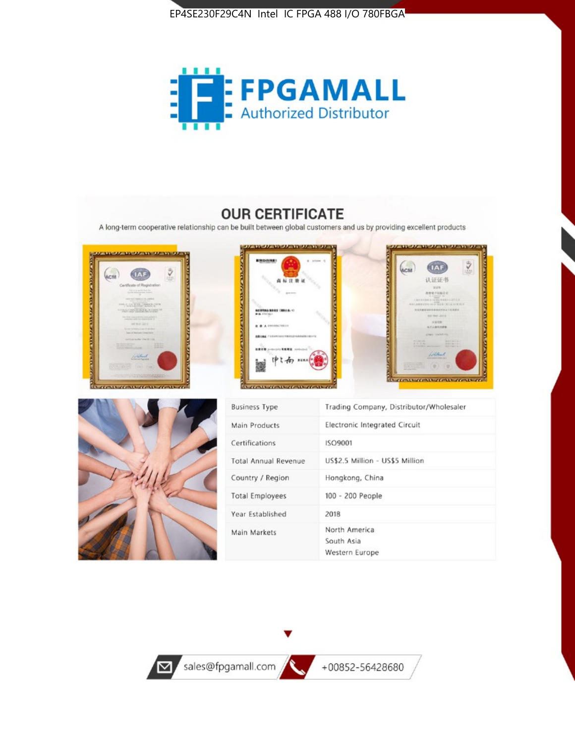FPGAMALL
Authorized Distributor

## OUR CERTIFICATE

A long-term cooperative relationship can be built between global customers and us by providing excellent products

| | |
|---|---|
| Business Type | Trading Company, Distributor/Wholesaler |
| Main Products | Electronic Integrated Circuit |
| Certifications | ISO9001 |
| Total Annual Revenue | US$2.5 Million - US$5 Million |
| Country / Region | Hongkong, China |
| Total Employees | 100 - 200 People |
| Year Established | 2018 |
| Main Markets | North America<br>South Asia<br>Western Europe |

sales@fpgamall.com

+00852-56428680